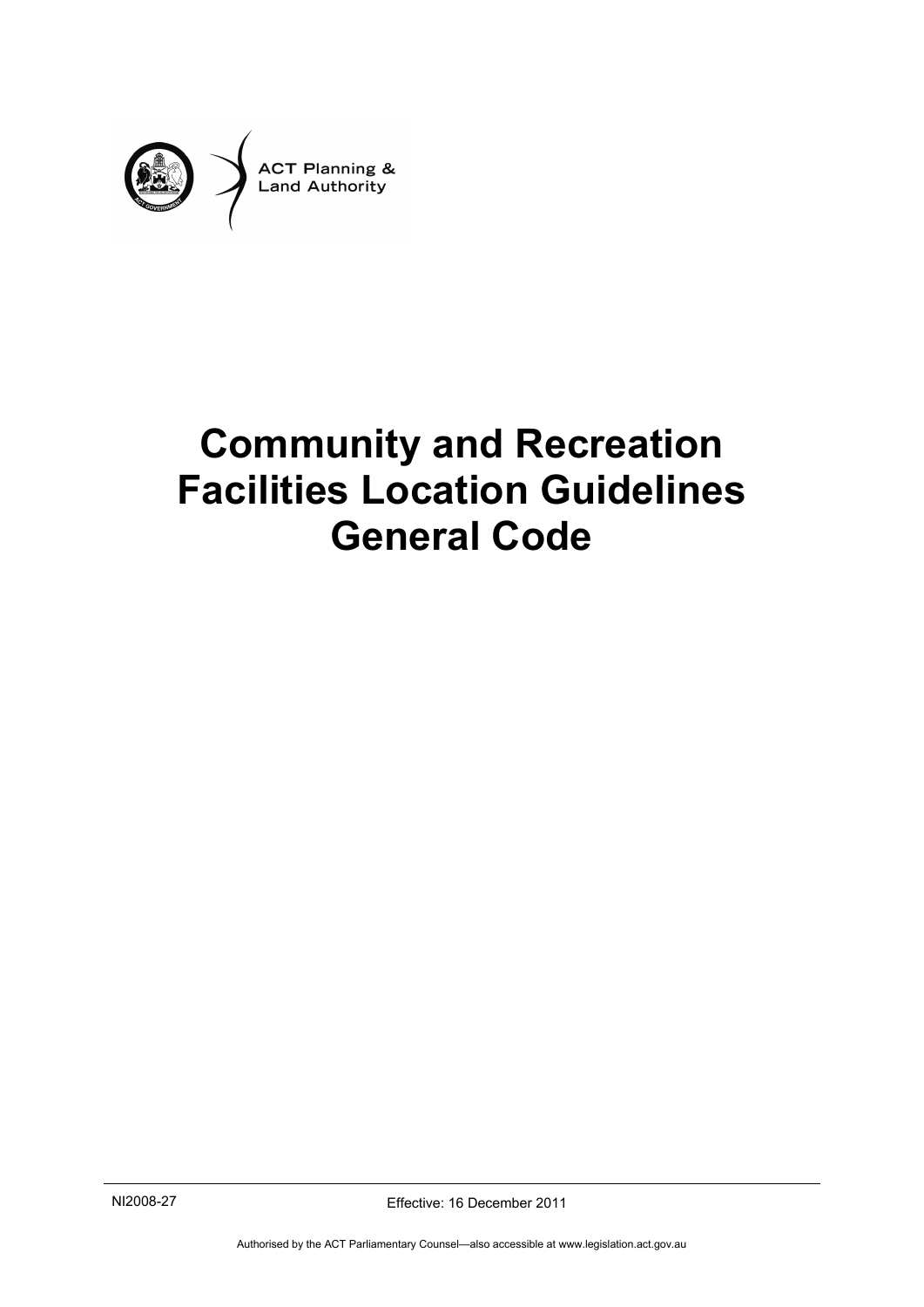ACT Planning & Land Authority

# Community and Recreation Facilities Location Guidelines General Code

NI2008-27

Effective: 16 December 2011

Authorised by the ACT Parliamentary Counsel—also accessible at www.legislation.act.gov.au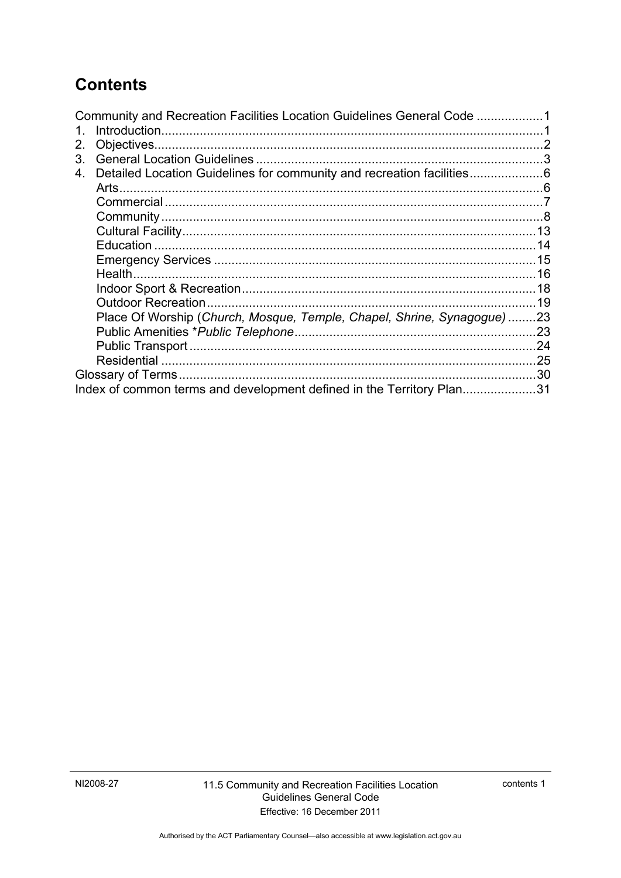# Contents

Community and Recreation Facilities Location Guidelines General Code ..................1

1. Introduction..........................................................................................................1
2. Objectives.............................................................................................................2
3. General Location Guidelines ................................................................................3
4. Detailed Location Guidelines for community and recreation facilities....................6
   - Arts......................................................................................................................6
   - Commercial ..........................................................................................................7
   - Community ...........................................................................................................8
   - Cultural Facility....................................................................................................13
   - Education ............................................................................................................14
   - Emergency Services ...........................................................................................15
   - Health..................................................................................................................16
   - Indoor Sport & Recreation...................................................................................18
   - Outdoor Recreation.............................................................................................19
   - Place Of Worship (*Church, Mosque, Temple, Chapel, Shrine, Synagogue*) ........23
   - Public Amenities *Public Telephone*.....................................................................23
   - Public Transport ..................................................................................................24
   - Residential ..........................................................................................................25

Glossary of Terms.....................................................................................................30

Index of common terms and development defined in the Territory Plan.....................31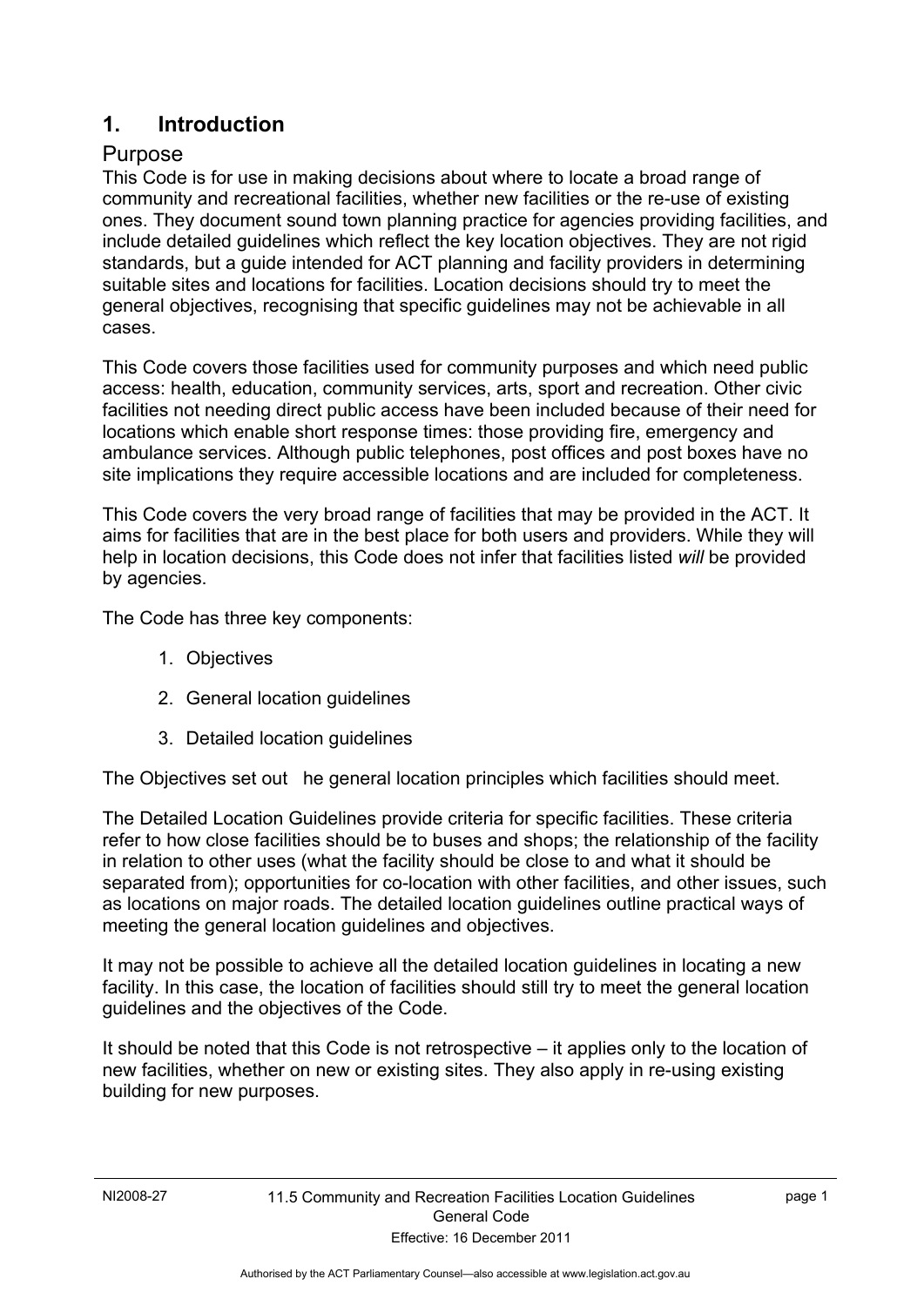## 1. Introduction

### Purpose

This Code is for use in making decisions about where to locate a broad range of community and recreational facilities, whether new facilities or the re-use of existing ones. They document sound town planning practice for agencies providing facilities, and include detailed guidelines which reflect the key location objectives. They are not rigid standards, but a guide intended for ACT planning and facility providers in determining suitable sites and locations for facilities. Location decisions should try to meet the general objectives, recognising that specific guidelines may not be achievable in all cases.

This Code covers those facilities used for community purposes and which need public access: health, education, community services, arts, sport and recreation. Other civic facilities not needing direct public access have been included because of their need for locations which enable short response times: those providing fire, emergency and ambulance services. Although public telephones, post offices and post boxes have no site implications they require accessible locations and are included for completeness.

This Code covers the very broad range of facilities that may be provided in the ACT. It aims for facilities that are in the best place for both users and providers. While they will help in location decisions, this Code does not infer that facilities listed *will* be provided by agencies.

The Code has three key components:

1. Objectives
2. General location guidelines
3. Detailed location guidelines

The Objectives set out he general location principles which facilities should meet.

The Detailed Location Guidelines provide criteria for specific facilities. These criteria refer to how close facilities should be to buses and shops; the relationship of the facility in relation to other uses (what the facility should be close to and what it should be separated from); opportunities for co-location with other facilities, and other issues, such as locations on major roads. The detailed location guidelines outline practical ways of meeting the general location guidelines and objectives.

It may not be possible to achieve all the detailed location guidelines in locating a new facility. In this case, the location of facilities should still try to meet the general location guidelines and the objectives of the Code.

It should be noted that this Code is not retrospective – it applies only to the location of new facilities, whether on new or existing sites. They also apply in re-using existing building for new purposes.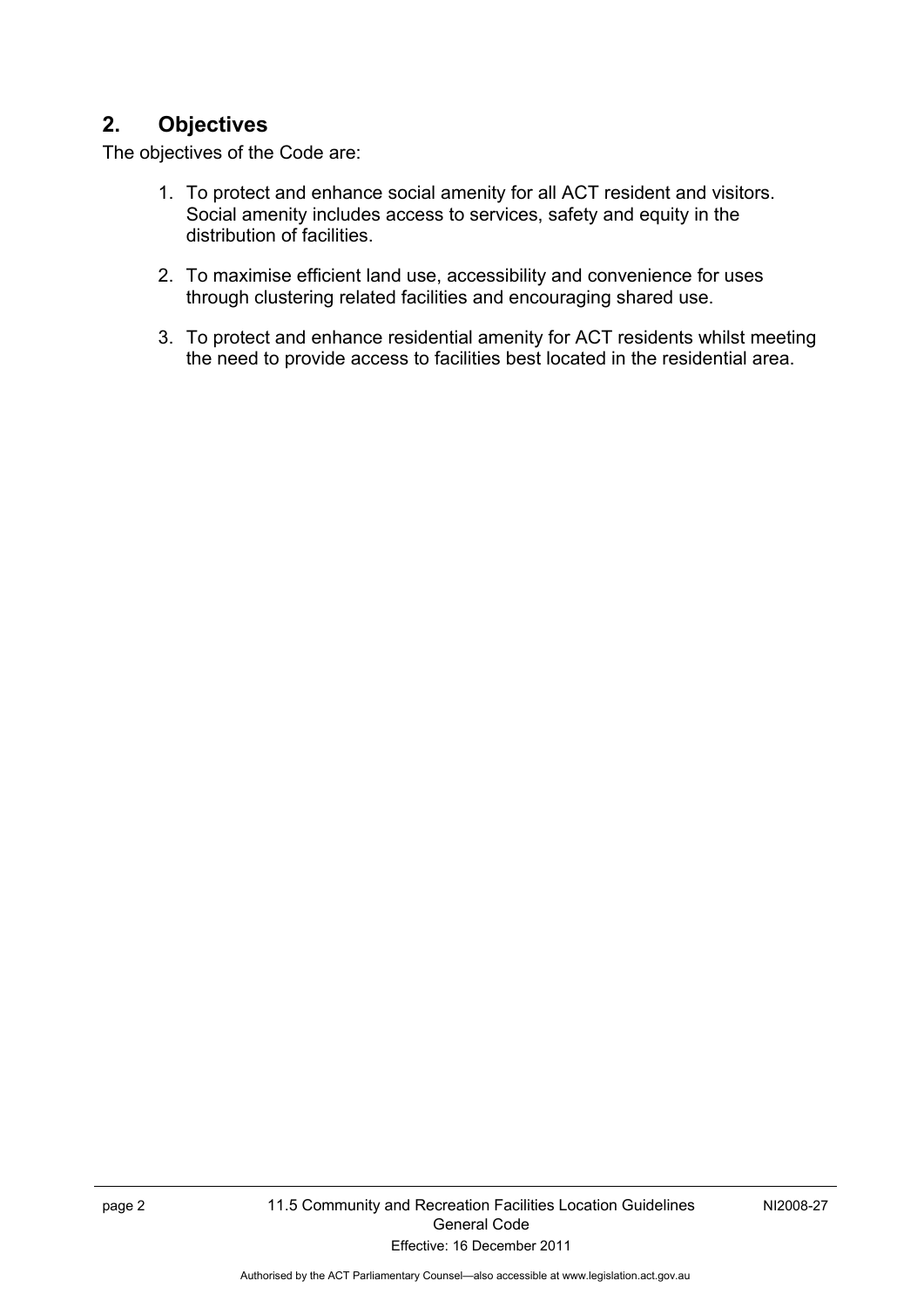## 2. Objectives

The objectives of the Code are:

1. To protect and enhance social amenity for all ACT resident and visitors. Social amenity includes access to services, safety and equity in the distribution of facilities.
2. To maximise efficient land use, accessibility and convenience for uses through clustering related facilities and encouraging shared use.
3. To protect and enhance residential amenity for ACT residents whilst meeting the need to provide access to facilities best located in the residential area.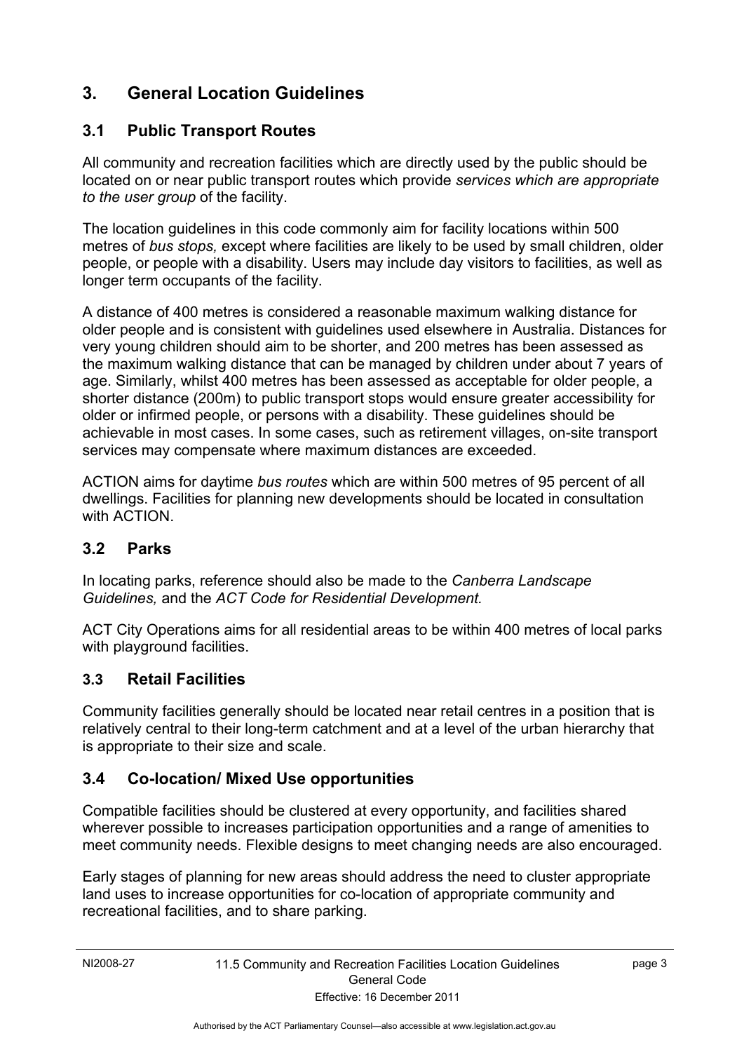## 3. General Location Guidelines

### 3.1 Public Transport Routes

All community and recreation facilities which are directly used by the public should be located on or near public transport routes which provide *services which are appropriate to the user group* of the facility.

The location guidelines in this code commonly aim for facility locations within 500 metres of *bus stops,* except where facilities are likely to be used by small children, older people, or people with a disability. Users may include day visitors to facilities, as well as longer term occupants of the facility.

A distance of 400 metres is considered a reasonable maximum walking distance for older people and is consistent with guidelines used elsewhere in Australia. Distances for very young children should aim to be shorter, and 200 metres has been assessed as the maximum walking distance that can be managed by children under about 7 years of age. Similarly, whilst 400 metres has been assessed as acceptable for older people, a shorter distance (200m) to public transport stops would ensure greater accessibility for older or infirmed people, or persons with a disability. These guidelines should be achievable in most cases. In some cases, such as retirement villages, on-site transport services may compensate where maximum distances are exceeded.

ACTION aims for daytime *bus routes* which are within 500 metres of 95 percent of all dwellings. Facilities for planning new developments should be located in consultation with ACTION.

### 3.2 Parks

In locating parks, reference should also be made to the *Canberra Landscape Guidelines,* and the *ACT Code for Residential Development.*

ACT City Operations aims for all residential areas to be within 400 metres of local parks with playground facilities.

### 3.3 Retail Facilities

Community facilities generally should be located near retail centres in a position that is relatively central to their long-term catchment and at a level of the urban hierarchy that is appropriate to their size and scale.

### 3.4 Co-location/ Mixed Use opportunities

Compatible facilities should be clustered at every opportunity, and facilities shared wherever possible to increases participation opportunities and a range of amenities to meet community needs. Flexible designs to meet changing needs are also encouraged.

Early stages of planning for new areas should address the need to cluster appropriate land uses to increase opportunities for co-location of appropriate community and recreational facilities, and to share parking.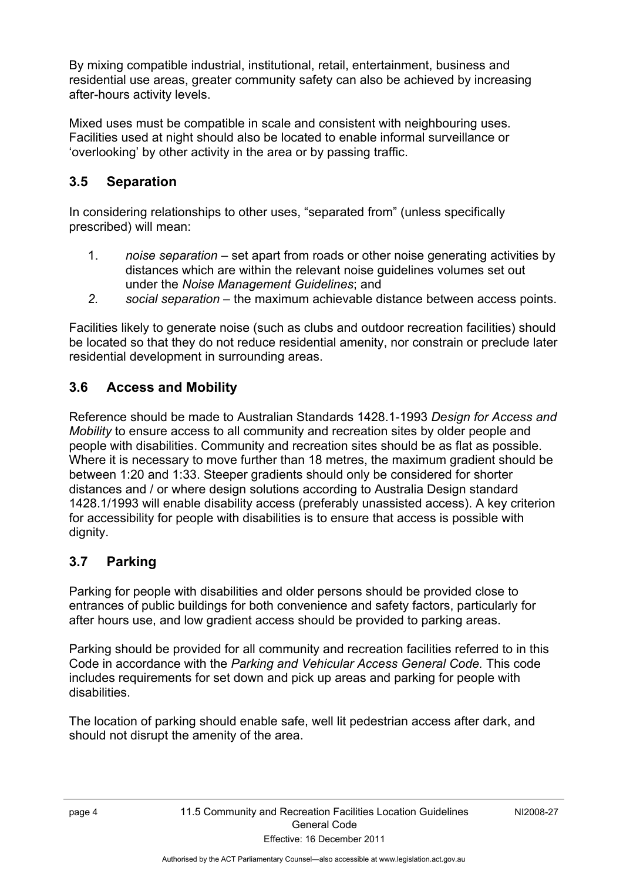By mixing compatible industrial, institutional, retail, entertainment, business and residential use areas, greater community safety can also be achieved by increasing after-hours activity levels.

Mixed uses must be compatible in scale and consistent with neighbouring uses. Facilities used at night should also be located to enable informal surveillance or 'overlooking' by other activity in the area or by passing traffic.

## 3.5 Separation

In considering relationships to other uses, "separated from" (unless specifically prescribed) will mean:

1. *noise separation* – set apart from roads or other noise generating activities by distances which are within the relevant noise guidelines volumes set out under the *Noise Management Guidelines*; and
2. *social separation* – the maximum achievable distance between access points.

Facilities likely to generate noise (such as clubs and outdoor recreation facilities) should be located so that they do not reduce residential amenity, nor constrain or preclude later residential development in surrounding areas.

## 3.6 Access and Mobility

Reference should be made to Australian Standards 1428.1-1993 *Design for Access and Mobility* to ensure access to all community and recreation sites by older people and people with disabilities. Community and recreation sites should be as flat as possible. Where it is necessary to move further than 18 metres, the maximum gradient should be between 1:20 and 1:33. Steeper gradients should only be considered for shorter distances and / or where design solutions according to Australia Design standard 1428.1/1993 will enable disability access (preferably unassisted access). A key criterion for accessibility for people with disabilities is to ensure that access is possible with dignity.

## 3.7 Parking

Parking for people with disabilities and older persons should be provided close to entrances of public buildings for both convenience and safety factors, particularly for after hours use, and low gradient access should be provided to parking areas.

Parking should be provided for all community and recreation facilities referred to in this Code in accordance with the *Parking and Vehicular Access General Code.* This code includes requirements for set down and pick up areas and parking for people with disabilities.

The location of parking should enable safe, well lit pedestrian access after dark, and should not disrupt the amenity of the area.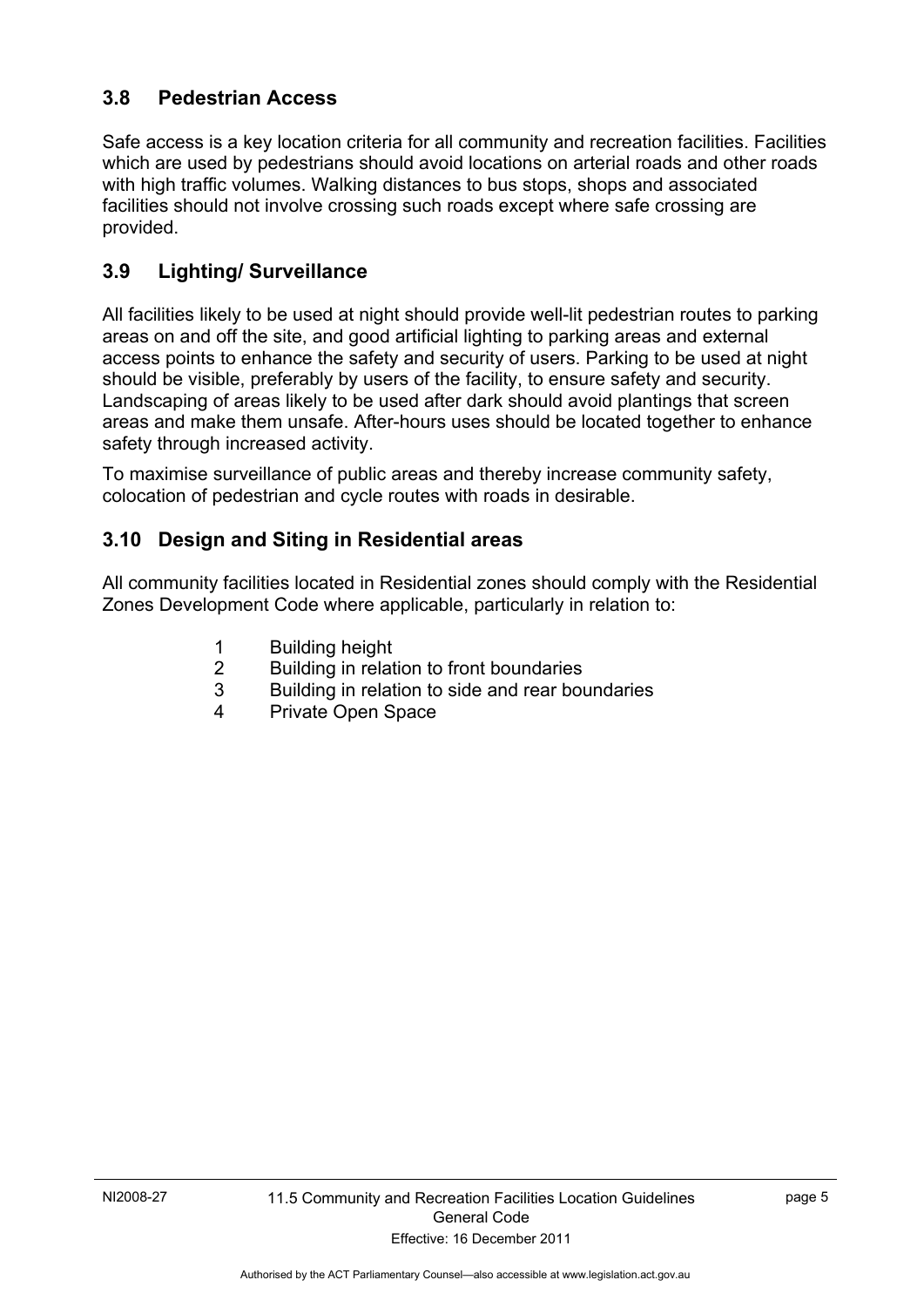### 3.8 Pedestrian Access

Safe access is a key location criteria for all community and recreation facilities. Facilities which are used by pedestrians should avoid locations on arterial roads and other roads with high traffic volumes. Walking distances to bus stops, shops and associated facilities should not involve crossing such roads except where safe crossing are provided.

### 3.9 Lighting/ Surveillance

All facilities likely to be used at night should provide well-lit pedestrian routes to parking areas on and off the site, and good artificial lighting to parking areas and external access points to enhance the safety and security of users. Parking to be used at night should be visible, preferably by users of the facility, to ensure safety and security. Landscaping of areas likely to be used after dark should avoid plantings that screen areas and make them unsafe. After-hours uses should be located together to enhance safety through increased activity.

To maximise surveillance of public areas and thereby increase community safety, colocation of pedestrian and cycle routes with roads in desirable.

### 3.10 Design and Siting in Residential areas

All community facilities located in Residential zones should comply with the Residential Zones Development Code where applicable, particularly in relation to:

1. Building height
2. Building in relation to front boundaries
3. Building in relation to side and rear boundaries
4. Private Open Space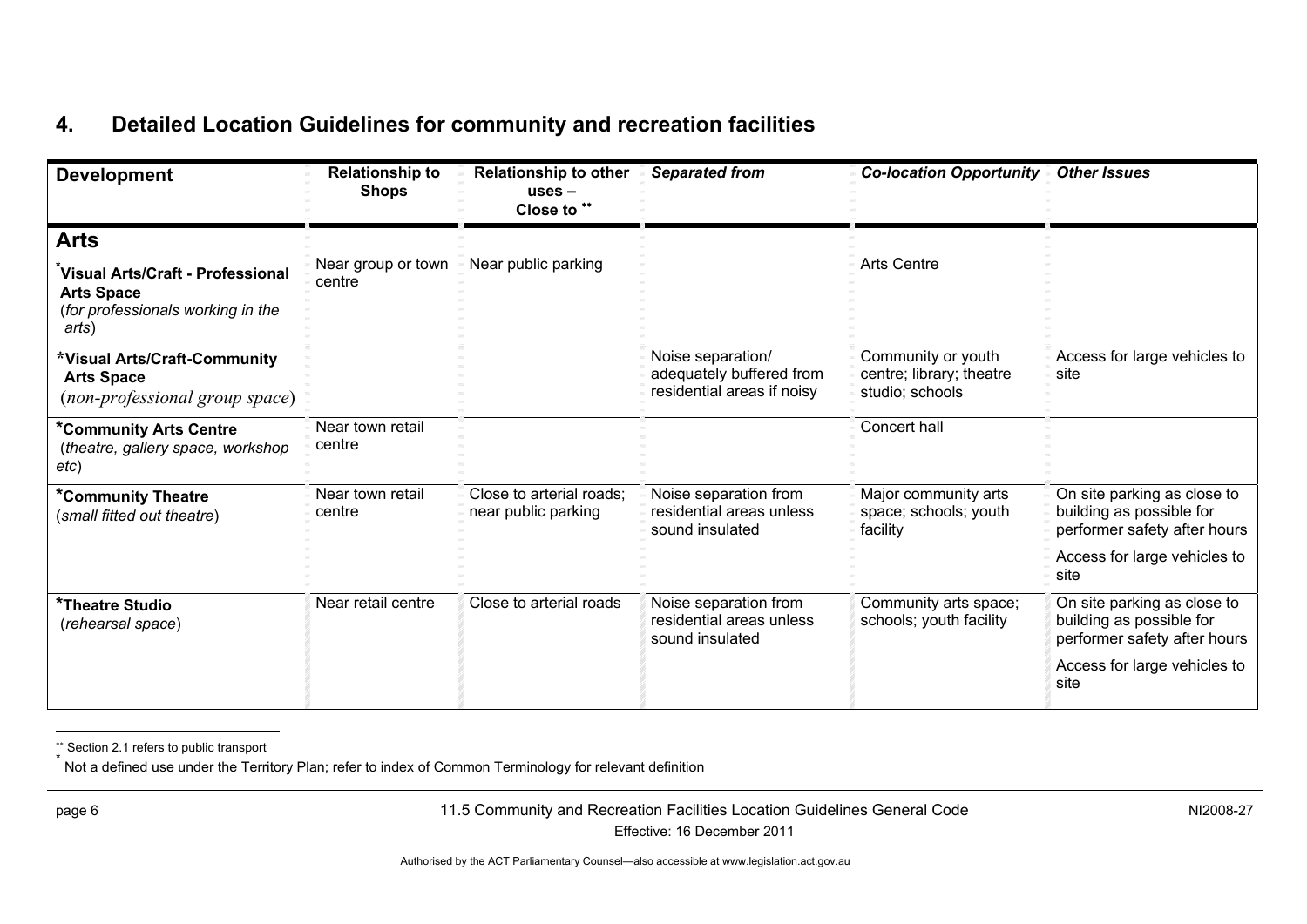## 4. Detailed Location Guidelines for community and recreation facilities

| Development | Relationship to Shops | Relationship to other uses – Close to [**] | *Separated from* | *Co-location Opportunity* | *Other Issues* |
|---|---|---|---|---|---|
| **Arts** | | | | | |
| [*]**Visual Arts/Craft - Professional Arts Space** (*for professionals working in the arts*) | Near group or town centre | Near public parking | | Arts Centre | |
| ***Visual Arts/Craft-Community Arts Space** (*non-professional group space*) | | | Noise separation/ adequately buffered from residential areas if noisy | Community or youth centre; library; theatre studio; schools | Access for large vehicles to site |
| ***Community Arts Centre** (*theatre, gallery space, workshop etc*) | Near town retail centre | | | Concert hall | |
| ***Community Theatre** (*small fitted out theatre*) | Near town retail centre | Close to arterial roads; near public parking | Noise separation from residential areas unless sound insulated | Major community arts space; schools; youth facility | On site parking as close to building as possible for performer safety after hours<br><br>Access for large vehicles to site |
| ***Theatre Studio** (*rehearsal space*) | Near retail centre | Close to arterial roads | Noise separation from residential areas unless sound insulated | Community arts space; schools; youth facility | On site parking as close to building as possible for performer safety after hours<br><br>Access for large vehicles to site |

[**] Section 2.1 refers to public transport

[*] Not a defined use under the Territory Plan; refer to index of Common Terminology for relevant definition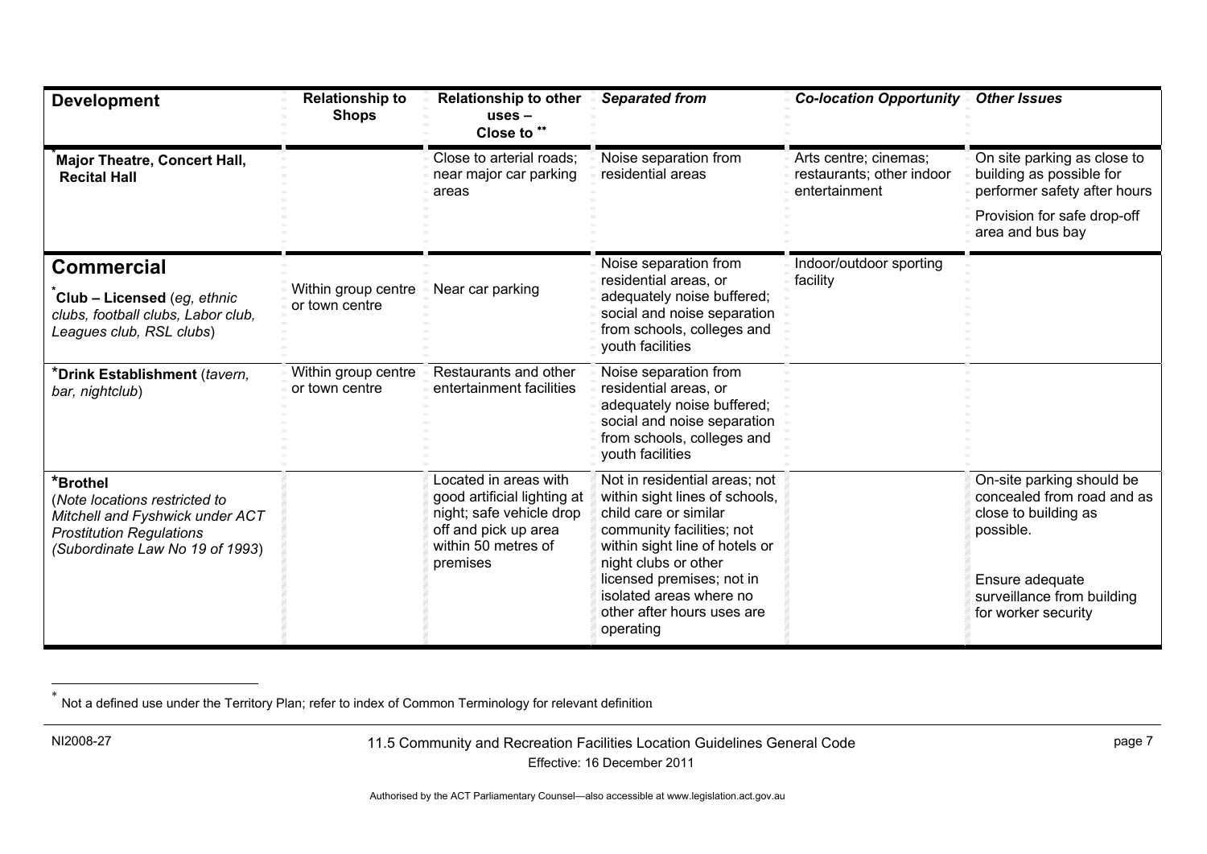| Development | Relationship to Shops | Relationship to other uses – Close to ** | *Separated from* | *Co-location Opportunity* | *Other Issues* |
|---|---|---|---|---|---|
| * **Major Theatre, Concert Hall, Recital Hall** | | Close to arterial roads; near major car parking areas | Noise separation from residential areas | Arts centre; cinemas; restaurants; other indoor entertainment | On site parking as close to building as possible for performer safety after hours<br><br>Provision for safe drop-off area and bus bay |
| **Commercial**<br><br>* **Club – Licensed** (*eg, ethnic clubs, football clubs, Labor club, Leagues club, RSL clubs*) | Within group centre or town centre | Near car parking | Noise separation from residential areas, or adequately noise buffered; social and noise separation from schools, colleges and youth facilities | Indoor/outdoor sporting facility | |
| ***Drink Establishment** (*tavern, bar, nightclub*) | Within group centre or town centre | Restaurants and other entertainment facilities | Noise separation from residential areas, or adequately noise buffered; social and noise separation from schools, colleges and youth facilities | | |
| ***Brothel**<br>(*Note locations restricted to Mitchell and Fyshwick under ACT Prostitution Regulations (Subordinate Law No 19 of 1993*) | | Located in areas with good artificial lighting at night; safe vehicle drop off and pick up area within 50 metres of premises | Not in residential areas; not within sight lines of schools, child care or similar community facilities; not within sight line of hotels or night clubs or other licensed premises; not in isolated areas where no other after hours uses are operating | | On-site parking should be concealed from road and as close to building as possible.<br><br>Ensure adequate surveillance from building for worker security |

* Not a defined use under the Territory Plan; refer to index of Common Terminology for relevant definition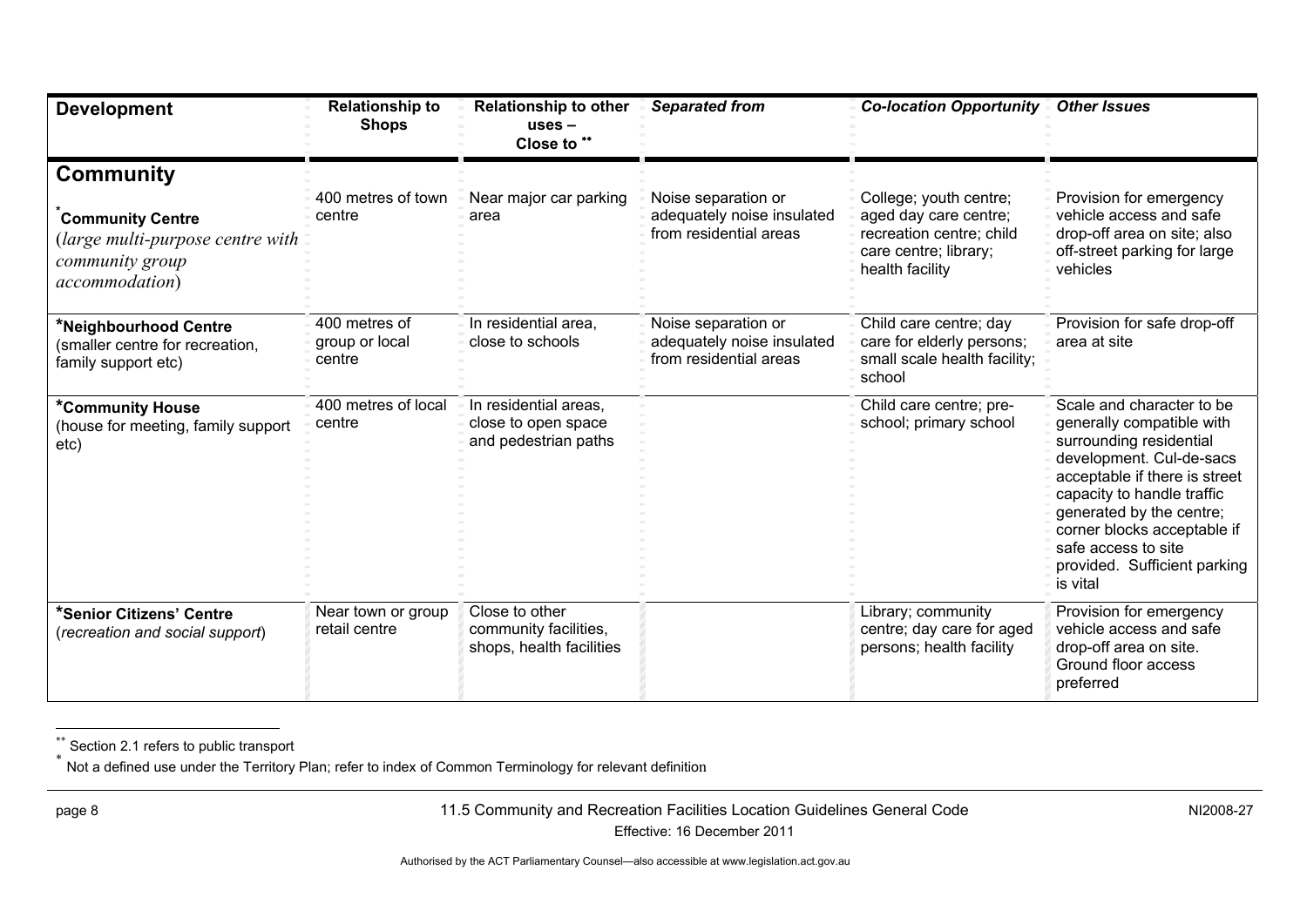| Development | Relationship to Shops | Relationship to other uses – Close to ** | *Separated from* | *Co-location Opportunity* | *Other Issues* |
|---|---|---|---|---|---|
| **Community** | | | | | |
| ***Community Centre** (*large multi-purpose centre with community group accommodation*) | 400 metres of town centre | Near major car parking area | Noise separation or adequately noise insulated from residential areas | College; youth centre; aged day care centre; recreation centre; child care centre; library; health facility | Provision for emergency vehicle access and safe drop-off area on site; also off-street parking for large vehicles |
| ***Neighbourhood Centre** (smaller centre for recreation, family support etc) | 400 metres of group or local centre | In residential area, close to schools | Noise separation or adequately noise insulated from residential areas | Child care centre; day care for elderly persons; small scale health facility; school | Provision for safe drop-off area at site |
| ***Community House** (house for meeting, family support etc) | 400 metres of local centre | In residential areas, close to open space and pedestrian paths | | Child care centre; pre-school; primary school | Scale and character to be generally compatible with surrounding residential development. Cul-de-sacs acceptable if there is street capacity to handle traffic generated by the centre; corner blocks acceptable if safe access to site provided. Sufficient parking is vital |
| ***Senior Citizens' Centre** (*recreation and social support*) | Near town or group retail centre | Close to other community facilities, shops, health facilities | | Library; community centre; day care for aged persons; health facility | Provision for emergency vehicle access and safe drop-off area on site. Ground floor access preferred |

** Section 2.1 refers to public transport

* Not a defined use under the Territory Plan; refer to index of Common Terminology for relevant definition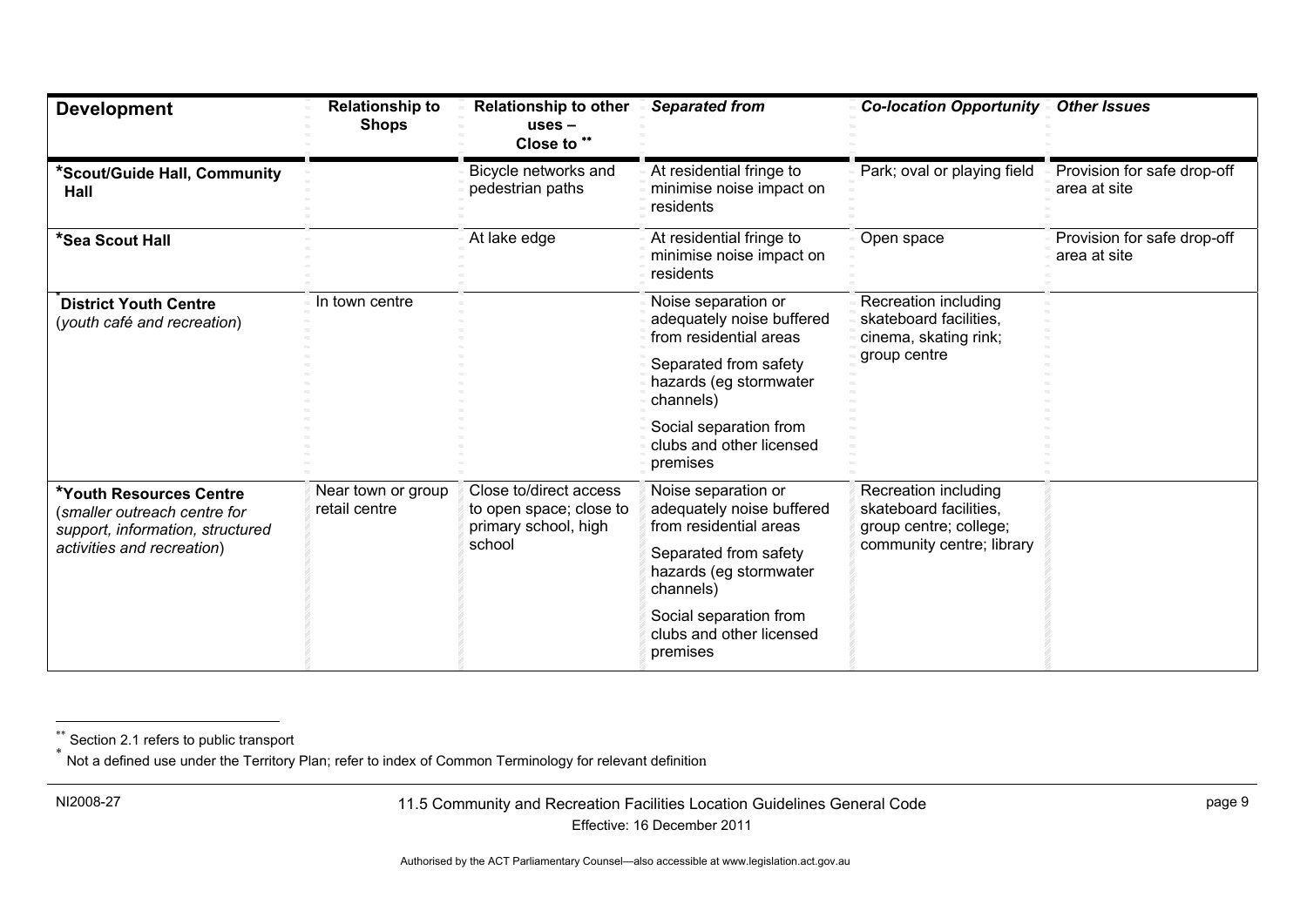| Development | Relationship to Shops | Relationship to other uses – Close to ** | *Separated from* | *Co-location Opportunity* | *Other Issues* |
|---|---|---|---|---|---|
| ***Scout/Guide Hall, Community Hall** | | Bicycle networks and pedestrian paths | At residential fringe to minimise noise impact on residents | Park; oval or playing field | Provision for safe drop-off area at site |
| ***Sea Scout Hall** | | At lake edge | At residential fringe to minimise noise impact on residents | Open space | Provision for safe drop-off area at site |
| ***District Youth Centre** (*youth café and recreation*) | In town centre | | Noise separation or adequately noise buffered from residential areas<br><br>Separated from safety hazards (eg stormwater channels)<br><br>Social separation from clubs and other licensed premises | Recreation including skateboard facilities, cinema, skating rink; group centre | |
| ***Youth Resources Centre** (*smaller outreach centre for support, information, structured activities and recreation*) | Near town or group retail centre | Close to/direct access to open space; close to primary school, high school | Noise separation or adequately noise buffered from residential areas<br><br>Separated from safety hazards (eg stormwater channels)<br><br>Social separation from clubs and other licensed premises | Recreation including skateboard facilities, group centre; college; community centre; library | |

** Section 2.1 refers to public transport

* Not a defined use under the Territory Plan; refer to index of Common Terminology for relevant definition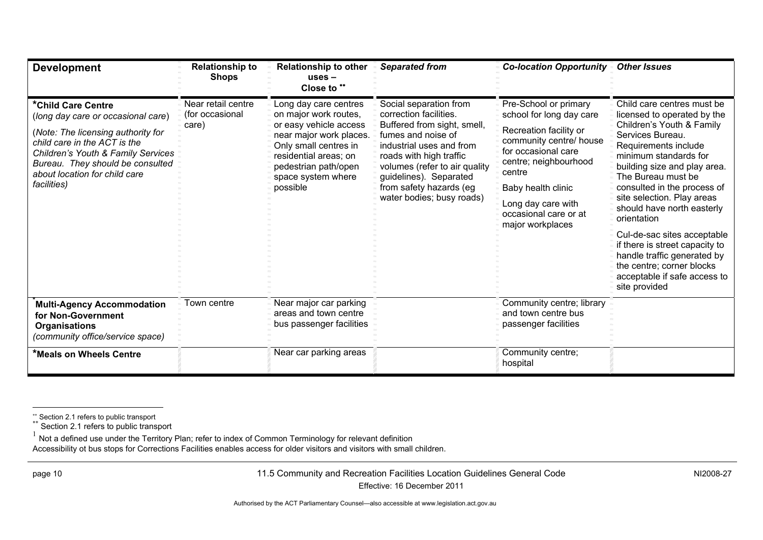| Development | Relationship to Shops | Relationship to other uses – Close to ** | *Separated from* | *Co-location Opportunity* | *Other Issues* |
|---|---|---|---|---|---|
| ***Child Care Centre** (*long day care or occasional care*) (*Note: The licensing authority for child care in the ACT is the Children's Youth & Family Services Bureau. They should be consulted about location for child care facilities*) | Near retail centre (for occasional care) | Long day care centres on major work routes, or easy vehicle access near major work places. Only small centres in residential areas; on pedestrian path/open space system where possible | Social separation from correction facilities. Buffered from sight, smell, fumes and noise of industrial uses and from roads with high traffic volumes (refer to air quality guidelines). Separated from safety hazards (eg water bodies; busy roads) | Pre-School or primary school for long day care<br><br>Recreation facility or community centre/ house for occasional care centre; neighbourhood centre<br><br>Baby health clinic<br><br>Long day care with occasional care or at major workplaces | Child care centres must be licensed to operated by the Children's Youth & Family Services Bureau. Requirements include minimum standards for building size and play area. The Bureau must be consulted in the process of site selection. Play areas should have north easterly orientation<br><br>Cul-de-sac sites acceptable if there is street capacity to handle traffic generated by the centre; corner blocks acceptable if safe access to site provided |
| ***Multi-Agency Accommodation for Non-Government Organisations** (*community office/service space*) | Town centre | Near major car parking areas and town centre bus passenger facilities | | Community centre; library and town centre bus passenger facilities | |
| ***Meals on Wheels Centre** | | Near car parking areas | | Community centre; hospital | |

** Section 2.1 refers to public transport

** Section 2.1 refers to public transport

[1] Not a defined use under the Territory Plan; refer to index of Common Terminology for relevant definition

Accessibility ot bus stops for Corrections Facilities enables access for older visitors and visitors with small children.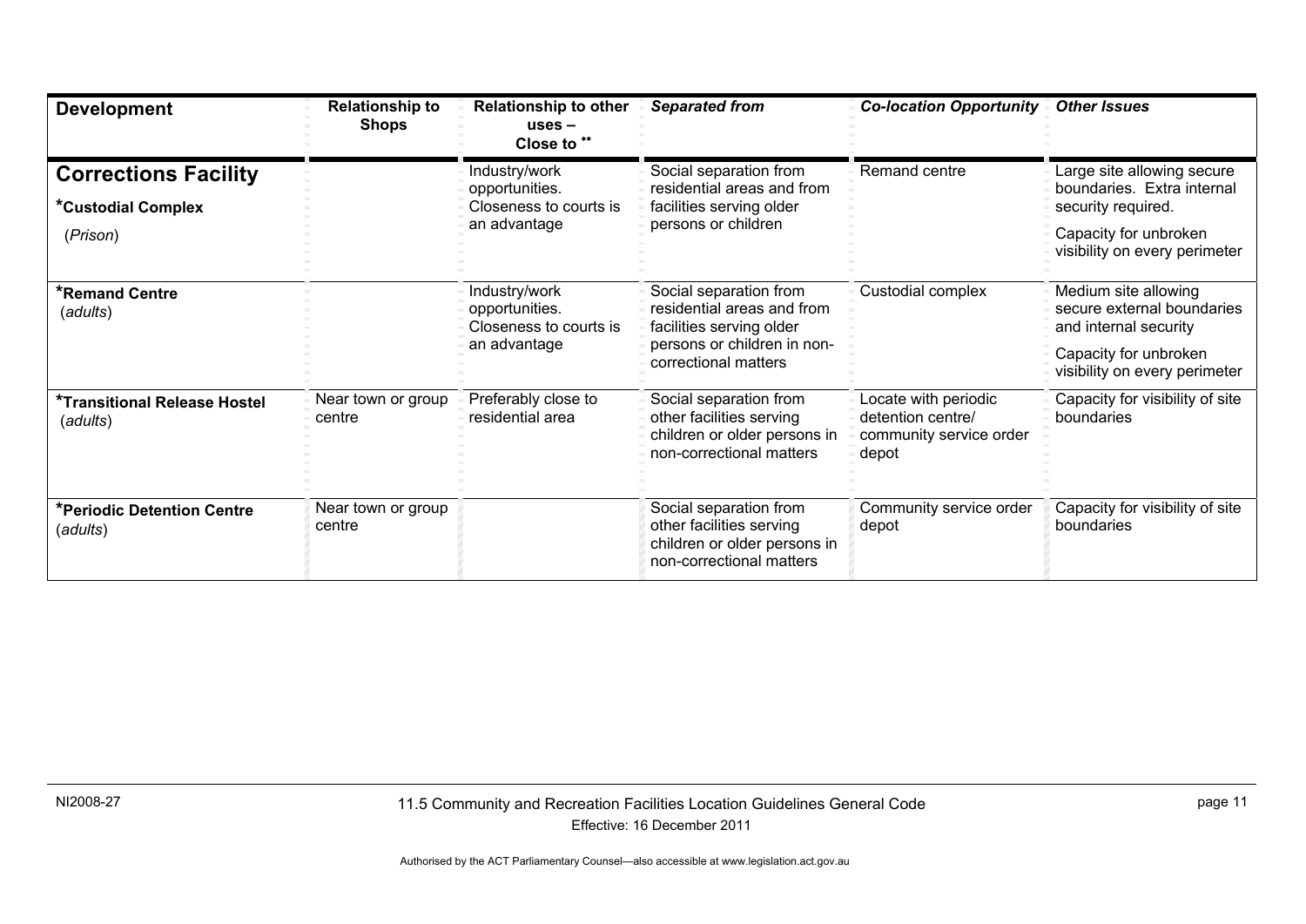| Development | Relationship to Shops | Relationship to other uses – Close to ** | *Separated from* | *Co-location Opportunity* | *Other Issues* |
|---|---|---|---|---|---|
| **Corrections Facility**<br>***Custodial Complex**<br>(*Prison*) | | Industry/work opportunities. Closeness to courts is an advantage | Social separation from residential areas and from facilities serving older persons or children | Remand centre | Large site allowing secure boundaries. Extra internal security required.<br>Capacity for unbroken visibility on every perimeter |
| ***Remand Centre**<br>(*adults*) | | Industry/work opportunities. Closeness to courts is an advantage | Social separation from residential areas and from facilities serving older persons or children in non-correctional matters | Custodial complex | Medium site allowing secure external boundaries and internal security<br>Capacity for unbroken visibility on every perimeter |
| ***Transitional Release Hostel**<br>(*adults*) | Near town or group centre | Preferably close to residential area | Social separation from other facilities serving children or older persons in non-correctional matters | Locate with periodic detention centre/ community service order depot | Capacity for visibility of site boundaries |
| ***Periodic Detention Centre**<br>(*adults*) | Near town or group centre | | Social separation from other facilities serving children or older persons in non-correctional matters | Community service order depot | Capacity for visibility of site boundaries |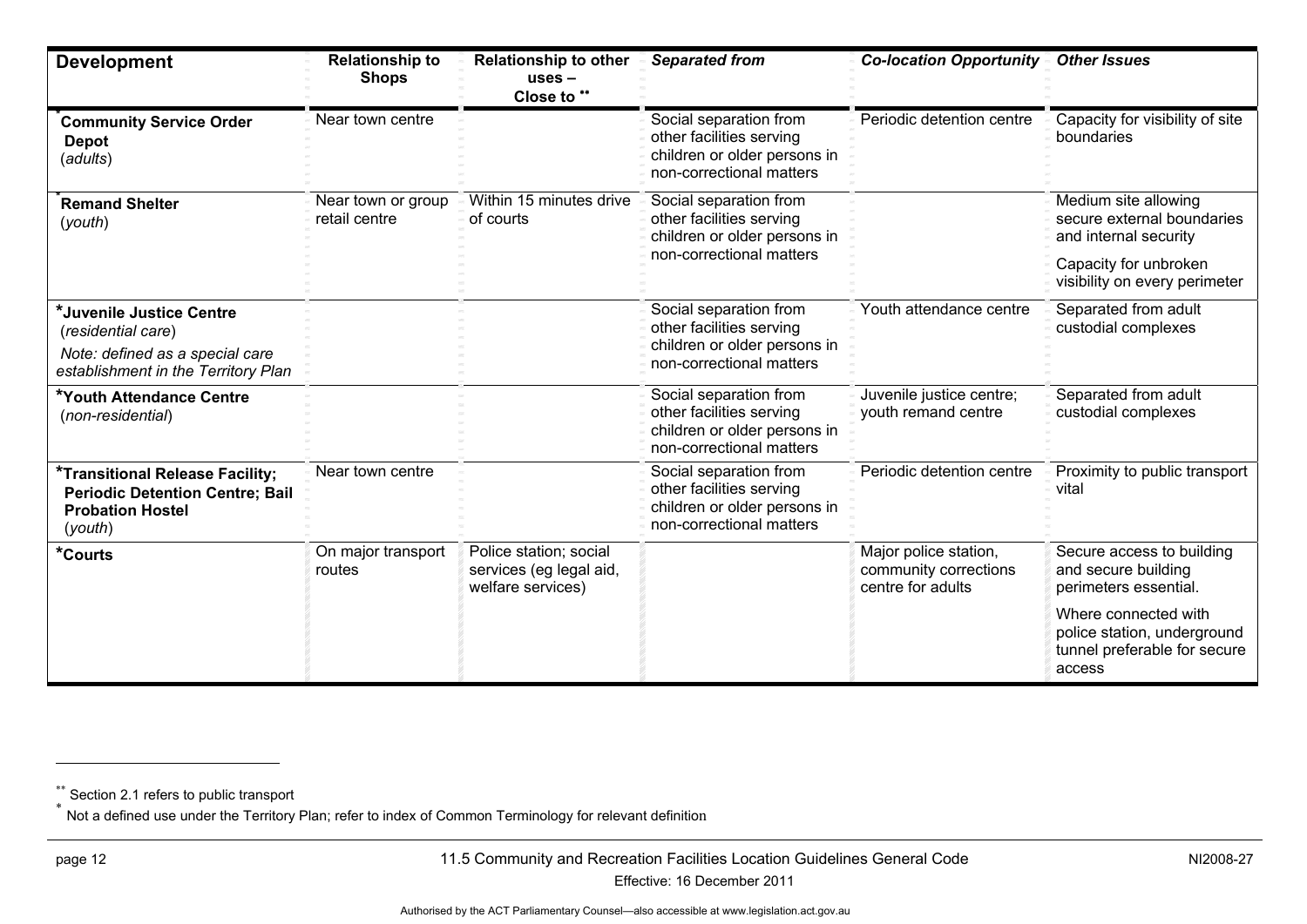| Development | Relationship to Shops | Relationship to other uses – Close to ** | *Separated from* | *Co-location Opportunity* | *Other Issues* |
|---|---|---|---|---|---|
| ***Community Service Order Depot** (*adults*) | Near town centre | | Social separation from other facilities serving children or older persons in non-correctional matters | Periodic detention centre | Capacity for visibility of site boundaries |
| ***Remand Shelter** (*youth*) | Near town or group retail centre | Within 15 minutes drive of courts | Social separation from other facilities serving children or older persons in non-correctional matters | | Medium site allowing secure external boundaries and internal security<br>Capacity for unbroken visibility on every perimeter |
| ***Juvenile Justice Centre** (*residential care*)<br>*Note: defined as a special care establishment in the Territory Plan* | | | Social separation from other facilities serving children or older persons in non-correctional matters | Youth attendance centre | Separated from adult custodial complexes |
| ***Youth Attendance Centre** (*non-residential*) | | | Social separation from other facilities serving children or older persons in non-correctional matters | Juvenile justice centre; youth remand centre | Separated from adult custodial complexes |
| ***Transitional Release Facility; Periodic Detention Centre; Bail Probation Hostel** (*youth*) | Near town centre | | Social separation from other facilities serving children or older persons in non-correctional matters | Periodic detention centre | Proximity to public transport vital |
| ***Courts** | On major transport routes | Police station; social services (eg legal aid, welfare services) | | Major police station, community corrections centre for adults | Secure access to building and secure building perimeters essential.<br>Where connected with police station, underground tunnel preferable for secure access |

** Section 2.1 refers to public transport

* Not a defined use under the Territory Plan; refer to index of Common Terminology for relevant definition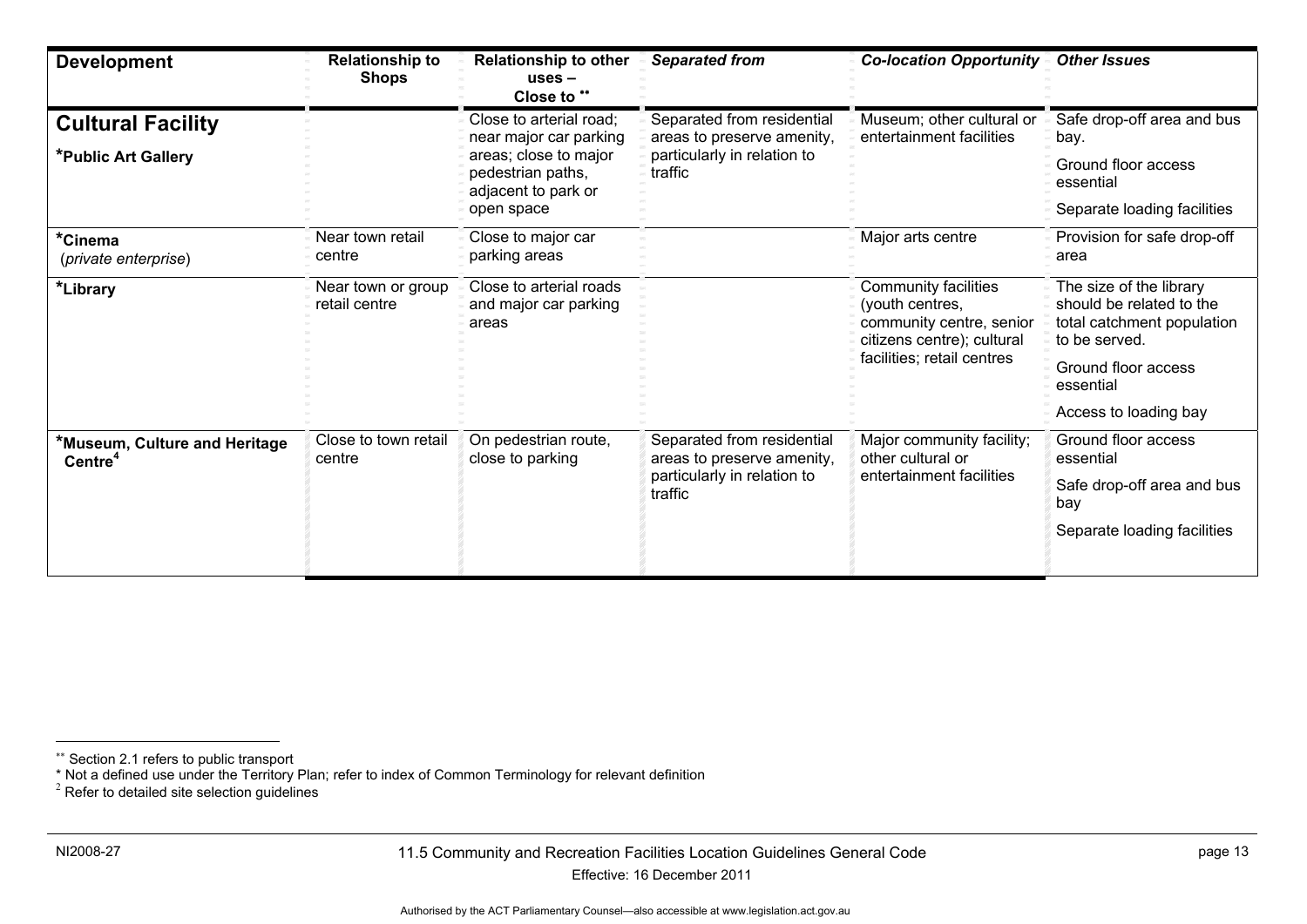| Development | Relationship to Shops | Relationship to other uses – Close to ** | *Separated from* | *Co-location Opportunity* | *Other Issues* |
|---|---|---|---|---|---|
| **Cultural Facility** **\*Public Art Gallery** | | Close to arterial road; near major car parking areas; close to major pedestrian paths, adjacent to park or open space | Separated from residential areas to preserve amenity, particularly in relation to traffic | Museum; other cultural or entertainment facilities | Safe drop-off area and bus bay. Ground floor access essential Separate loading facilities |
| **\*Cinema** (*private enterprise*) | Near town retail centre | Close to major car parking areas | | Major arts centre | Provision for safe drop-off area |
| **\*Library** | Near town or group retail centre | Close to arterial roads and major car parking areas | | Community facilities (youth centres, community centre, senior citizens centre); cultural facilities; retail centres | The size of the library should be related to the total catchment population to be served. Ground floor access essential Access to loading bay |
| **\*Museum, Culture and Heritage Centre**[4] | Close to town retail centre | On pedestrian route, close to parking | Separated from residential areas to preserve amenity, particularly in relation to traffic | Major community facility; other cultural or entertainment facilities | Ground floor access essential Safe drop-off area and bus bay Separate loading facilities |

** Section 2.1 refers to public transport

\* Not a defined use under the Territory Plan; refer to index of Common Terminology for relevant definition

[2] Refer to detailed site selection guidelines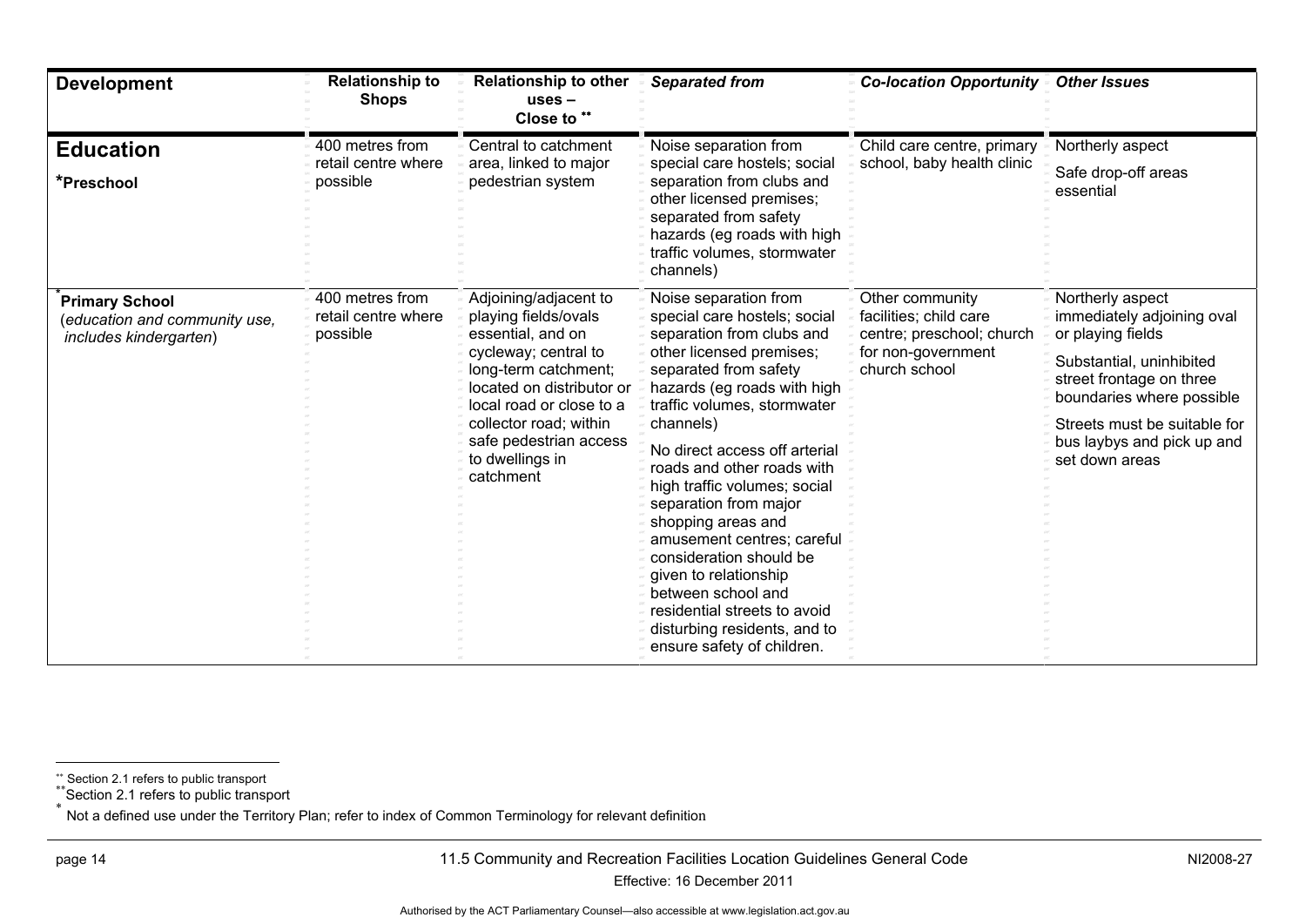| Development | Relationship to Shops | Relationship to other uses – Close to [**] | *Separated from* | *Co-location Opportunity* | *Other Issues* |
|---|---|---|---|---|---|
| **Education**<br><br>**[*]Preschool** | 400 metres from retail centre where possible | Central to catchment area, linked to major pedestrian system | Noise separation from special care hostels; social separation from clubs and other licensed premises; separated from safety hazards (eg roads with high traffic volumes, stormwater channels) | Child care centre, primary school, baby health clinic | Northerly aspect<br><br>Safe drop-off areas essential |
| [*]**Primary School**<br>(*education and community use, includes kindergarten*) | 400 metres from retail centre where possible | Adjoining/adjacent to playing fields/ovals essential, and on cycleway; central to long-term catchment; located on distributor or local road or close to a collector road; within safe pedestrian access to dwellings in catchment | Noise separation from special care hostels; social separation from clubs and other licensed premises; separated from safety hazards (eg roads with high traffic volumes, stormwater channels)<br><br>No direct access off arterial roads and other roads with high traffic volumes; social separation from major shopping areas and amusement centres; careful consideration should be given to relationship between school and residential streets to avoid disturbing residents, and to ensure safety of children. | Other community facilities; child care centre; preschool; church for non-government church school | Northerly aspect immediately adjoining oval or playing fields<br><br>Substantial, uninhibited street frontage on three boundaries where possible<br><br>Streets must be suitable for bus laybys and pick up and set down areas |

[**] Section 2.1 refers to public transport

[**] Section 2.1 refers to public transport

[*] Not a defined use under the Territory Plan; refer to index of Common Terminology for relevant definition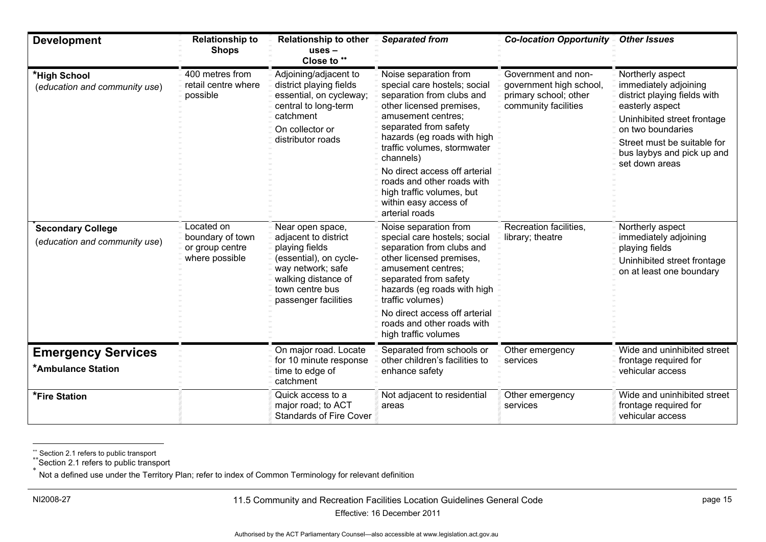| Development | Relationship to Shops | Relationship to other uses – Close to ** | *Separated from* | *Co-location Opportunity* | *Other Issues* |
|---|---|---|---|---|---|
| ***High School**<br>(*education and community use*) | 400 metres from retail centre where possible | Adjoining/adjacent to district playing fields essential, on cycleway; central to long-term catchment<br>On collector or distributor roads | Noise separation from special care hostels; social separation from clubs and other licensed premises, amusement centres; separated from safety hazards (eg roads with high traffic volumes, stormwater channels)<br>No direct access off arterial roads and other roads with high traffic volumes, but within easy access of arterial roads | Government and non-government high school, primary school; other community facilities | Northerly aspect immediately adjoining district playing fields with easterly aspect<br>Uninhibited street frontage on two boundaries<br>Street must be suitable for bus laybys and pick up and set down areas |
| ***Secondary College**<br>(*education and community use*) | Located on boundary of town or group centre where possible | Near open space, adjacent to district playing fields (essential), on cycle-way network; safe walking distance of town centre bus passenger facilities | Noise separation from special care hostels; social separation from clubs and other licensed premises, amusement centres; separated from safety hazards (eg roads with high traffic volumes)<br>No direct access off arterial roads and other roads with high traffic volumes | Recreation facilities, library; theatre | Northerly aspect immediately adjoining playing fields<br>Uninhibited street frontage on at least one boundary |
| **Emergency Services**<br>***Ambulance Station** | | On major road. Locate for 10 minute response time to edge of catchment | Separated from schools or other children's facilities to enhance safety | Other emergency services | Wide and uninhibited street frontage required for vehicular access |
| ***Fire Station** | | Quick access to a major road; to ACT Standards of Fire Cover | Not adjacent to residential areas | Other emergency services | Wide and uninhibited street frontage required for vehicular access |

** Section 2.1 refers to public transport

** Section 2.1 refers to public transport

* Not a defined use under the Territory Plan; refer to index of Common Terminology for relevant definition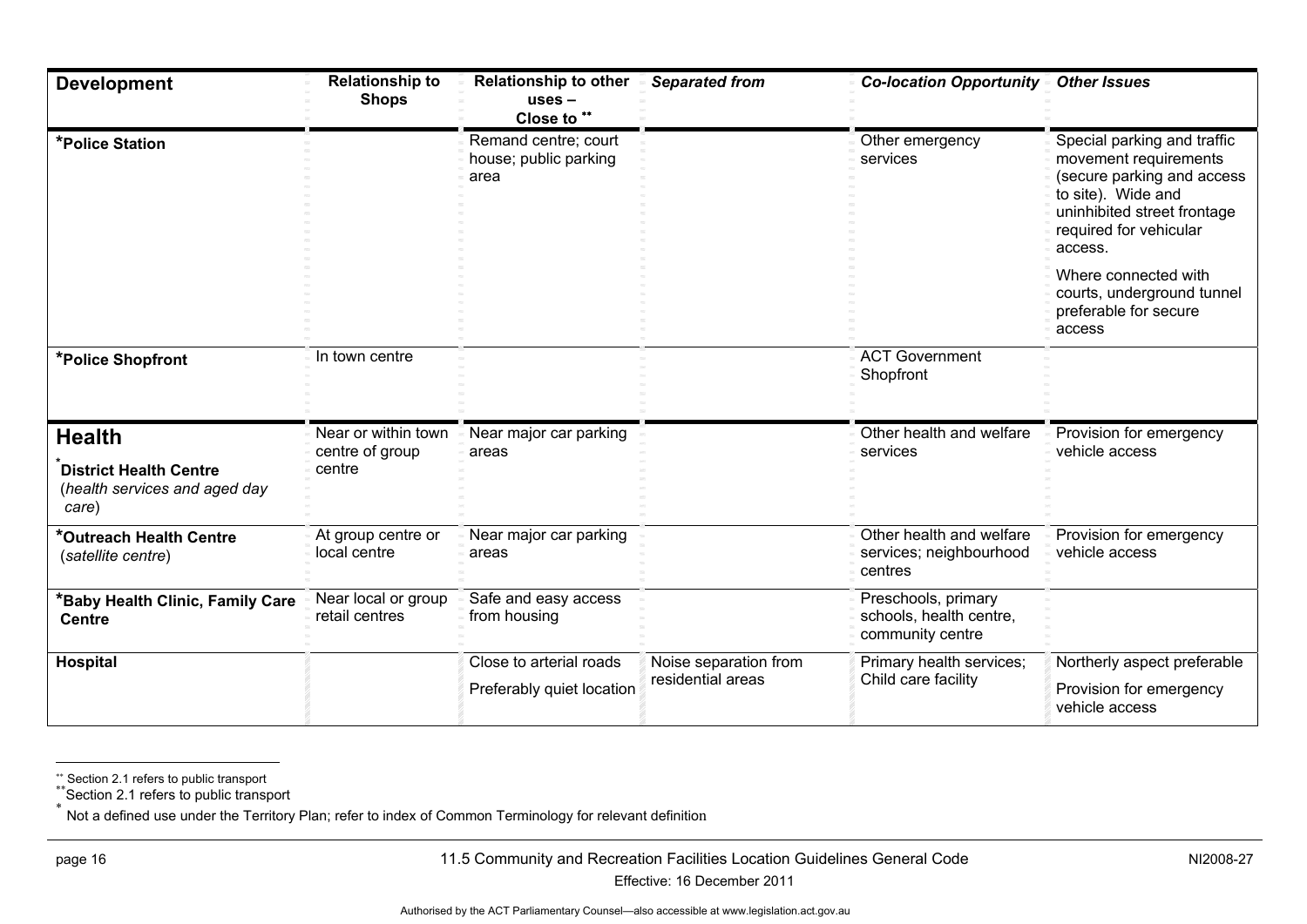| Development | Relationship to Shops | Relationship to other uses – Close to ** | *Separated from* | *Co-location Opportunity* | *Other Issues* |
|---|---|---|---|---|---|
| ***Police Station** | | Remand centre; court house; public parking area | | Other emergency services | Special parking and traffic movement requirements (secure parking and access to site). Wide and uninhibited street frontage required for vehicular access.<br><br>Where connected with courts, underground tunnel preferable for secure access |
| ***Police Shopfront** | In town centre | | | ACT Government Shopfront | |
| **Health**<br><br>***District Health Centre** (*health services and aged day care*) | Near or within town centre of group centre | Near major car parking areas | | Other health and welfare services | Provision for emergency vehicle access |
| ***Outreach Health Centre** (*satellite centre*) | At group centre or local centre | Near major car parking areas | | Other health and welfare services; neighbourhood centres | Provision for emergency vehicle access |
| ***Baby Health Clinic, Family Care Centre** | Near local or group retail centres | Safe and easy access from housing | | Preschools, primary schools, health centre, community centre | |
| **Hospital** | | Close to arterial roads<br><br>Preferably quiet location | Noise separation from residential areas | Primary health services; Child care facility | Northerly aspect preferable<br><br>Provision for emergency vehicle access |

** Section 2.1 refers to public transport

** Section 2.1 refers to public transport

* Not a defined use under the Territory Plan; refer to index of Common Terminology for relevant definition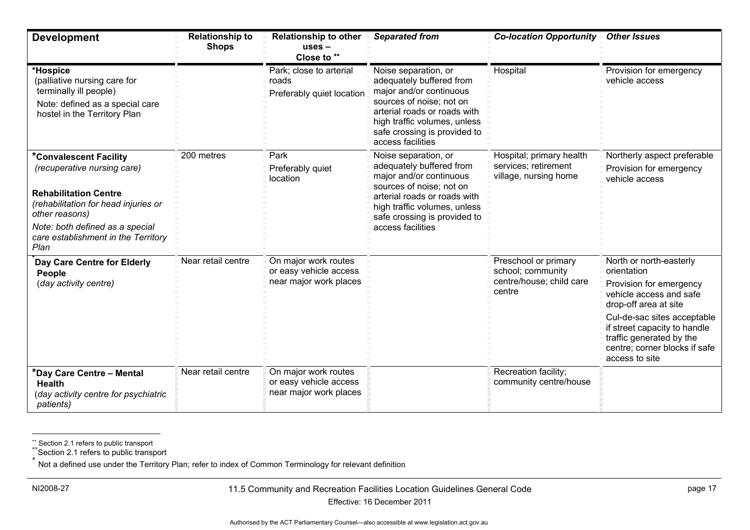| Development | Relationship to Shops | Relationship to other uses – Close to ** | *Separated from* | *Co-location Opportunity* | *Other Issues* |
|---|---|---|---|---|---|
| ***Hospice**<br>(palliative nursing care for terminally ill people)<br>Note: defined as a special care hostel in the Territory Plan | | Park; close to arterial roads<br>Preferably quiet location | Noise separation, or adequately buffered from major and/or continuous sources of noise; not on arterial roads or roads with high traffic volumes, unless safe crossing is provided to access facilities | Hospital | Provision for emergency vehicle access |
| ***Convalescent Facility**<br>*(recuperative nursing care)*<br>**Rehabilitation Centre**<br>*(rehabilitation for head injuries or other reasons)*<br>*Note: both defined as a special care establishment in the Territory Plan* | 200 metres | Park<br>Preferably quiet location | Noise separation, or adequately buffered from major and/or continuous sources of noise; not on arterial roads or roads with high traffic volumes, unless safe crossing is provided to access facilities | Hospital; primary health services; retirement village, nursing home | Northerly aspect preferable<br>Provision for emergency vehicle access |
| ***Day Care Centre for Elderly People**<br>(*day activity centre*) | Near retail centre | On major work routes or easy vehicle access near major work places | | Preschool or primary school; community centre/house; child care centre | North or north-easterly orientation<br>Provision for emergency vehicle access and safe drop-off area at site<br>Cul-de-sac sites acceptable if street capacity to handle traffic generated by the centre; corner blocks if safe access to site |
| ***Day Care Centre – Mental Health**<br>(*day activity centre for psychiatric patients*) | Near retail centre | On major work routes or easy vehicle access near major work places | | Recreation facility; community centre/house | |

** Section 2.1 refers to public transport

** Section 2.1 refers to public transport

* Not a defined use under the Territory Plan; refer to index of Common Terminology for relevant definition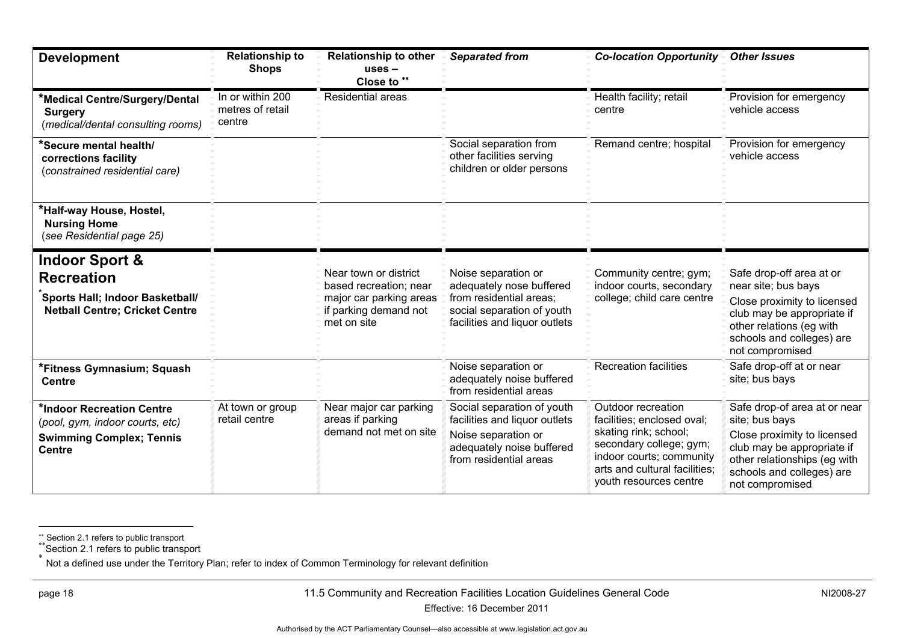| Development | Relationship to Shops | Relationship to other uses – Close to ** | *Separated from* | *Co-location Opportunity* | *Other Issues* |
|---|---|---|---|---|---|
| ***Medical Centre/Surgery/Dental Surgery** (*medical/dental consulting rooms*) | In or within 200 metres of retail centre | Residential areas | | Health facility; retail centre | Provision for emergency vehicle access |
| ***Secure mental health/ corrections facility** (*constrained residential care*) | | | Social separation from other facilities serving children or older persons | Remand centre; hospital | Provision for emergency vehicle access |
| ***Half-way House, Hostel, Nursing Home** (*see Residential page 25*) | | | | | |
| **Indoor Sport & Recreation** ***Sports Hall; Indoor Basketball/ Netball Centre; Cricket Centre** | | Near town or district based recreation; near major car parking areas if parking demand not met on site | Noise separation or adequately nose buffered from residential areas; social separation of youth facilities and liquor outlets | Community centre; gym; indoor courts, secondary college; child care centre | Safe drop-off area at or near site; bus bays<br>Close proximity to licensed club may be appropriate if other relations (eg with schools and colleges) are not compromised |
| ***Fitness Gymnasium; Squash Centre** | | | Noise separation or adequately noise buffered from residential areas | Recreation facilities | Safe drop-off at or near site; bus bays |
| ***Indoor Recreation Centre** (*pool, gym, indoor courts, etc*) **Swimming Complex; Tennis Centre** | At town or group retail centre | Near major car parking areas if parking demand not met on site | Social separation of youth facilities and liquor outlets<br>Noise separation or adequately noise buffered from residential areas | Outdoor recreation facilities; enclosed oval; skating rink; school; secondary college; gym; indoor courts; community arts and cultural facilities; youth resources centre | Safe drop-of area at or near site; bus bays<br>Close proximity to licensed club may be appropriate if other relationships (eg with schools and colleges) are not compromised |

** Section 2.1 refers to public transport

** Section 2.1 refers to public transport

* Not a defined use under the Territory Plan; refer to index of Common Terminology for relevant definition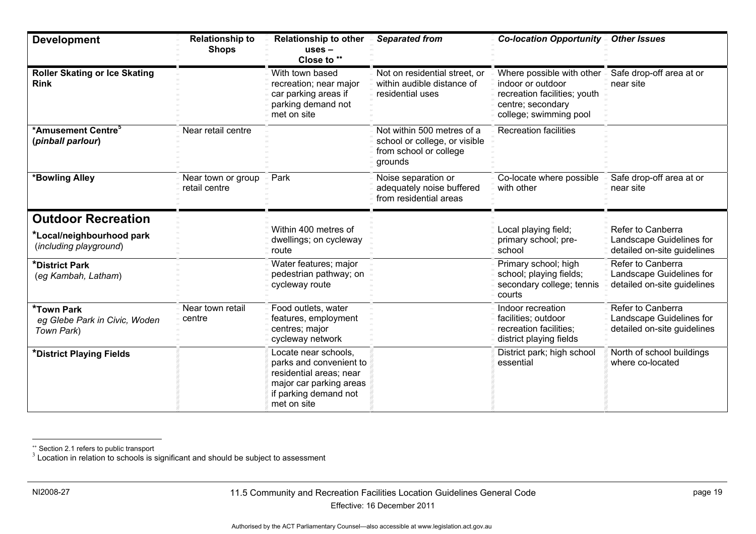| Development | Relationship to Shops | Relationship to other uses – Close to ** | *Separated from* | *Co-location Opportunity* | *Other Issues* |
|---|---|---|---|---|---|
| **Roller Skating or Ice Skating Rink** | | With town based recreation; near major car parking areas if parking demand not met on site | Not on residential street, or within audible distance of residential uses | Where possible with other indoor or outdoor recreation facilities; youth centre; secondary college; swimming pool | Safe drop-off area at or near site |
| ***Amusement Centre[5] (*pinball parlour*)** | Near retail centre | | Not within 500 metres of a school or college, or visible from school or college grounds | Recreation facilities | |
| ***Bowling Alley** | Near town or group retail centre | Park | Noise separation or adequately noise buffered from residential areas | Co-locate where possible with other | Safe drop-off area at or near site |
| **Outdoor Recreation** | | | | | |
| ***Local/neighbourhood park** (*including playground*) | | Within 400 metres of dwellings; on cycleway route | | Local playing field; primary school; pre-school | Refer to Canberra Landscape Guidelines for detailed on-site guidelines |
| ***District Park** (*eg Kambah, Latham*) | | Water features; major pedestrian pathway; on cycleway route | | Primary school; high school; playing fields; secondary college; tennis courts | Refer to Canberra Landscape Guidelines for detailed on-site guidelines |
| ***Town Park** *eg Glebe Park in Civic, Woden Town Park*) | Near town retail centre | Food outlets, water features, employment centres; major cycleway network | | Indoor recreation facilities; outdoor recreation facilities; district playing fields | Refer to Canberra Landscape Guidelines for detailed on-site guidelines |
| ***District Playing Fields** | | Locate near schools, parks and convenient to residential areas; near major car parking areas if parking demand not met on site | | District park; high school essential | North of school buildings where co-located |

** Section 2.1 refers to public transport

[3] Location in relation to schools is significant and should be subject to assessment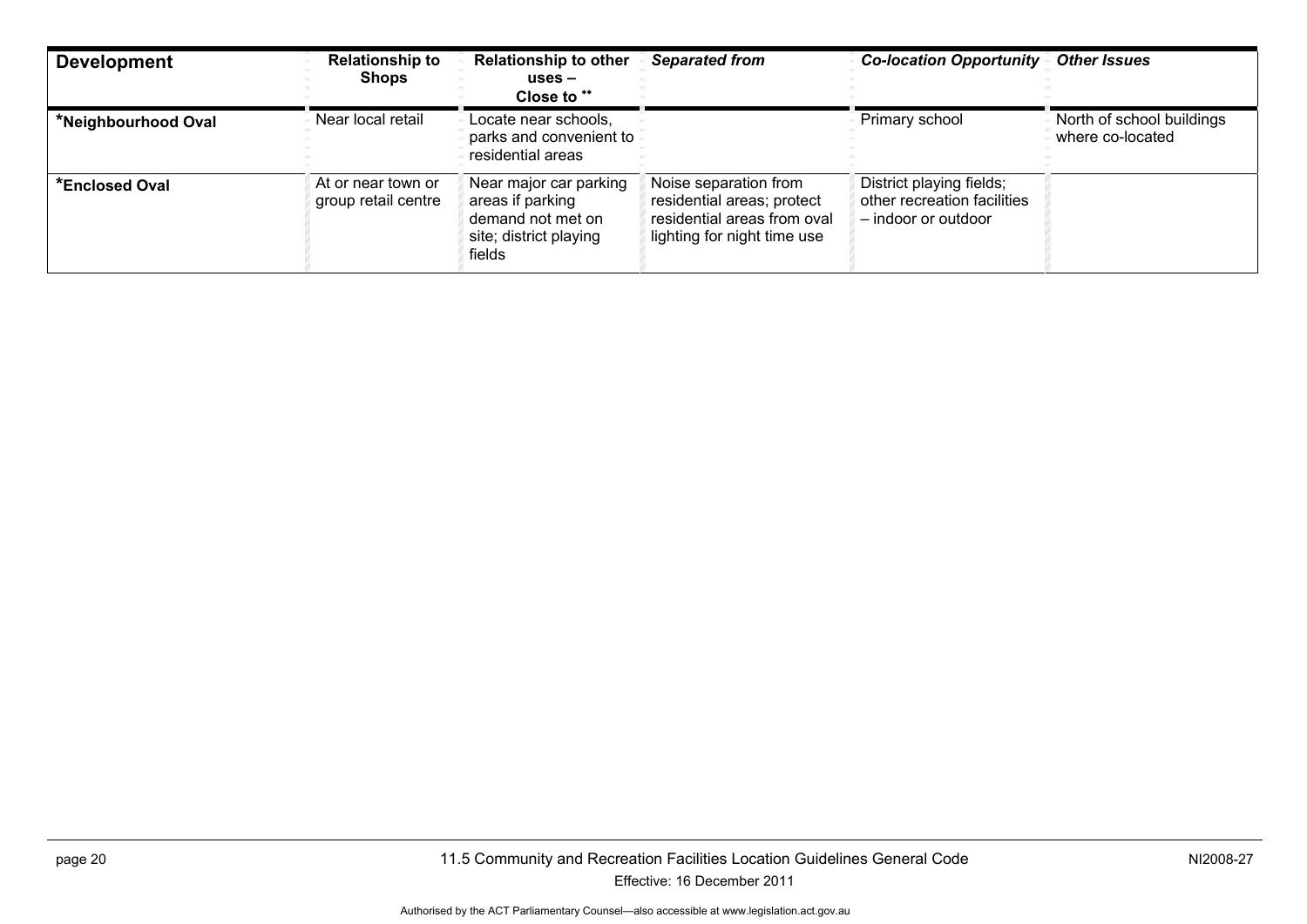| Development | Relationship to Shops | Relationship to other uses – Close to ** | *Separated from* | *Co-location Opportunity* | *Other Issues* |
|---|---|---|---|---|---|
| ***Neighbourhood Oval** | Near local retail | Locate near schools, parks and convenient to residential areas | | Primary school | North of school buildings where co-located |
| ***Enclosed Oval** | At or near town or group retail centre | Near major car parking areas if parking demand not met on site; district playing fields | Noise separation from residential areas; protect residential areas from oval lighting for night time use | District playing fields; other recreation facilities – indoor or outdoor | |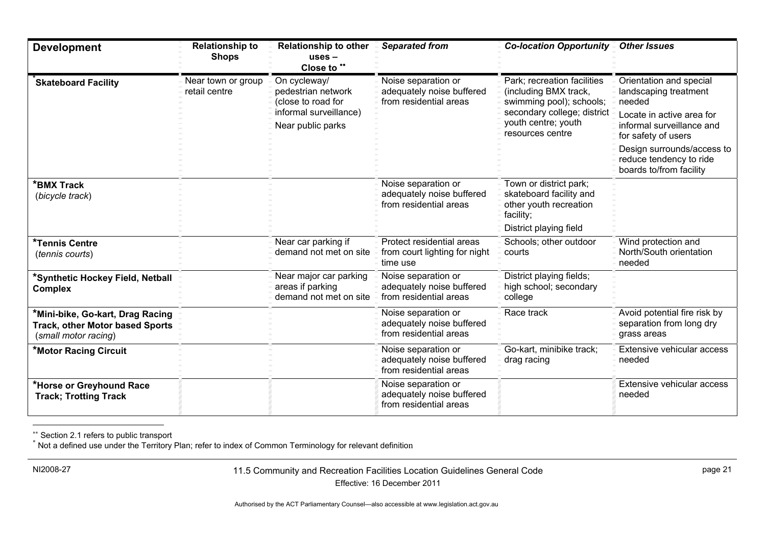| Development | Relationship to Shops | Relationship to other uses – Close to ** | *Separated from* | *Co-location Opportunity* | *Other Issues* |
|---|---|---|---|---|---|
| ***Skateboard Facility** | Near town or group retail centre | On cycleway/ pedestrian network (close to road for informal surveillance)<br>Near public parks | Noise separation or adequately noise buffered from residential areas | Park; recreation facilities (including BMX track, swimming pool); schools; secondary college; district youth centre; youth resources centre | Orientation and special landscaping treatment needed<br>Locate in active area for informal surveillance and for safety of users<br>Design surrounds/access to reduce tendency to ride boards to/from facility |
| ***BMX Track** (*bicycle track*) | | | Noise separation or adequately noise buffered from residential areas | Town or district park; skateboard facility and other youth recreation facility;<br>District playing field | |
| ***Tennis Centre** (*tennis courts*) | | Near car parking if demand not met on site | Protect residential areas from court lighting for night time use | Schools; other outdoor courts | Wind protection and North/South orientation needed |
| ***Synthetic Hockey Field, Netball Complex** | | Near major car parking areas if parking demand not met on site | Noise separation or adequately noise buffered from residential areas | District playing fields; high school; secondary college | |
| ***Mini-bike, Go-kart, Drag Racing Track, other Motor based Sports** (*small motor racing*) | | | Noise separation or adequately noise buffered from residential areas | Race track | Avoid potential fire risk by separation from long dry grass areas |
| ***Motor Racing Circuit** | | | Noise separation or adequately noise buffered from residential areas | Go-kart, minibike track; drag racing | Extensive vehicular access needed |
| ***Horse or Greyhound Race Track; Trotting Track** | | | Noise separation or adequately noise buffered from residential areas | | Extensive vehicular access needed |

** Section 2.1 refers to public transport

* Not a defined use under the Territory Plan; refer to index of Common Terminology for relevant definition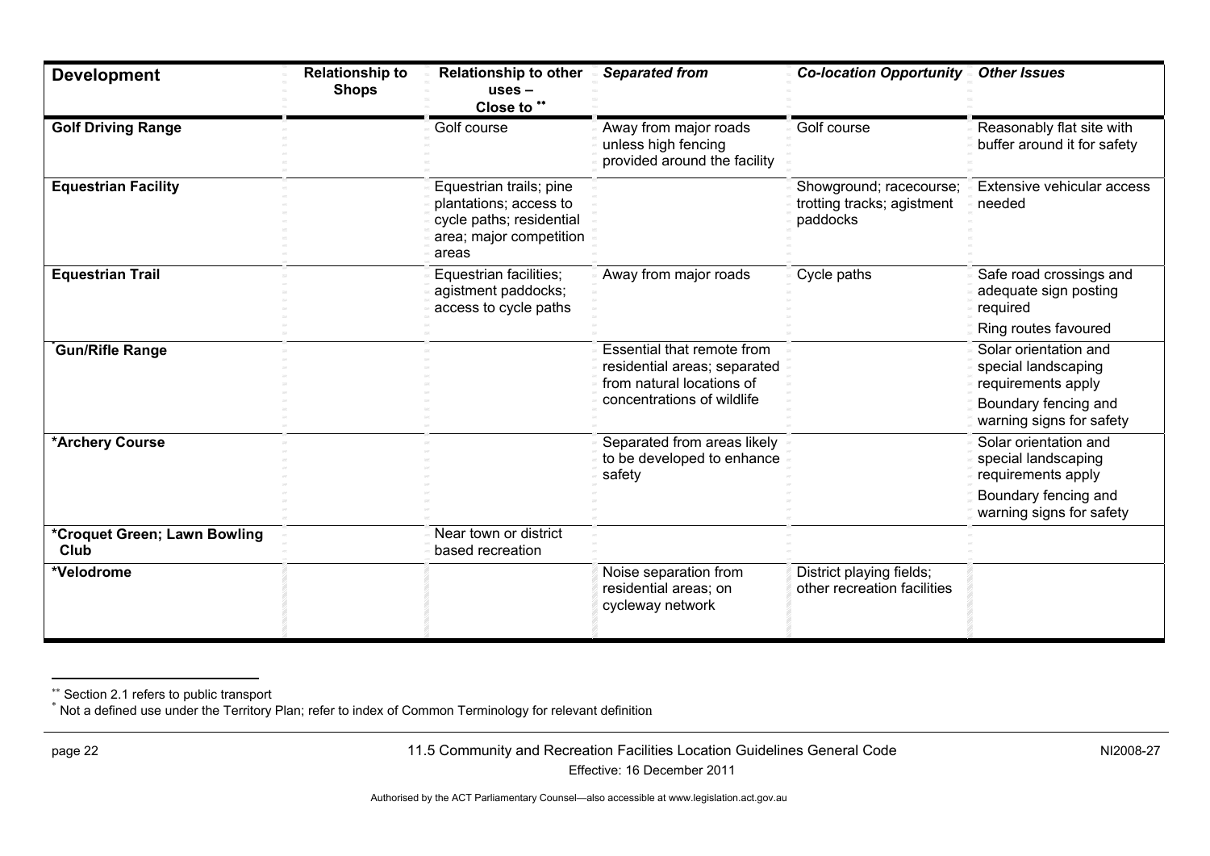| **Development** | **Relationship to Shops** | **Relationship to other uses – Close to** [**] | ***Separated from*** | ***Co-location Opportunity*** | ***Other Issues*** |
|---|---|---|---|---|---|
| **Golf Driving Range** | | Golf course | Away from major roads unless high fencing provided around the facility | Golf course | Reasonably flat site with buffer around it for safety |
| **Equestrian Facility** | | Equestrian trails; pine plantations; access to cycle paths; residential area; major competition areas | | Showground; racecourse; trotting tracks; agistment paddocks | Extensive vehicular access needed |
| **Equestrian Trail** | | Equestrian facilities; agistment paddocks; access to cycle paths | Away from major roads | Cycle paths | Safe road crossings and adequate sign posting required<br>Ring routes favoured |
| [*]**Gun/Rifle Range** | | | Essential that remote from residential areas; separated from natural locations of concentrations of wildlife | | Solar orientation and special landscaping requirements apply<br>Boundary fencing and warning signs for safety |
| ***Archery Course** | | | Separated from areas likely to be developed to enhance safety | | Solar orientation and special landscaping requirements apply<br>Boundary fencing and warning signs for safety |
| ***Croquet Green; Lawn Bowling Club** | | Near town or district based recreation | | | |
| ***Velodrome** | | | Noise separation from residential areas; on cycleway network | District playing fields; other recreation facilities | |

[**] Section 2.1 refers to public transport

[*] Not a defined use under the Territory Plan; refer to index of Common Terminology for relevant definition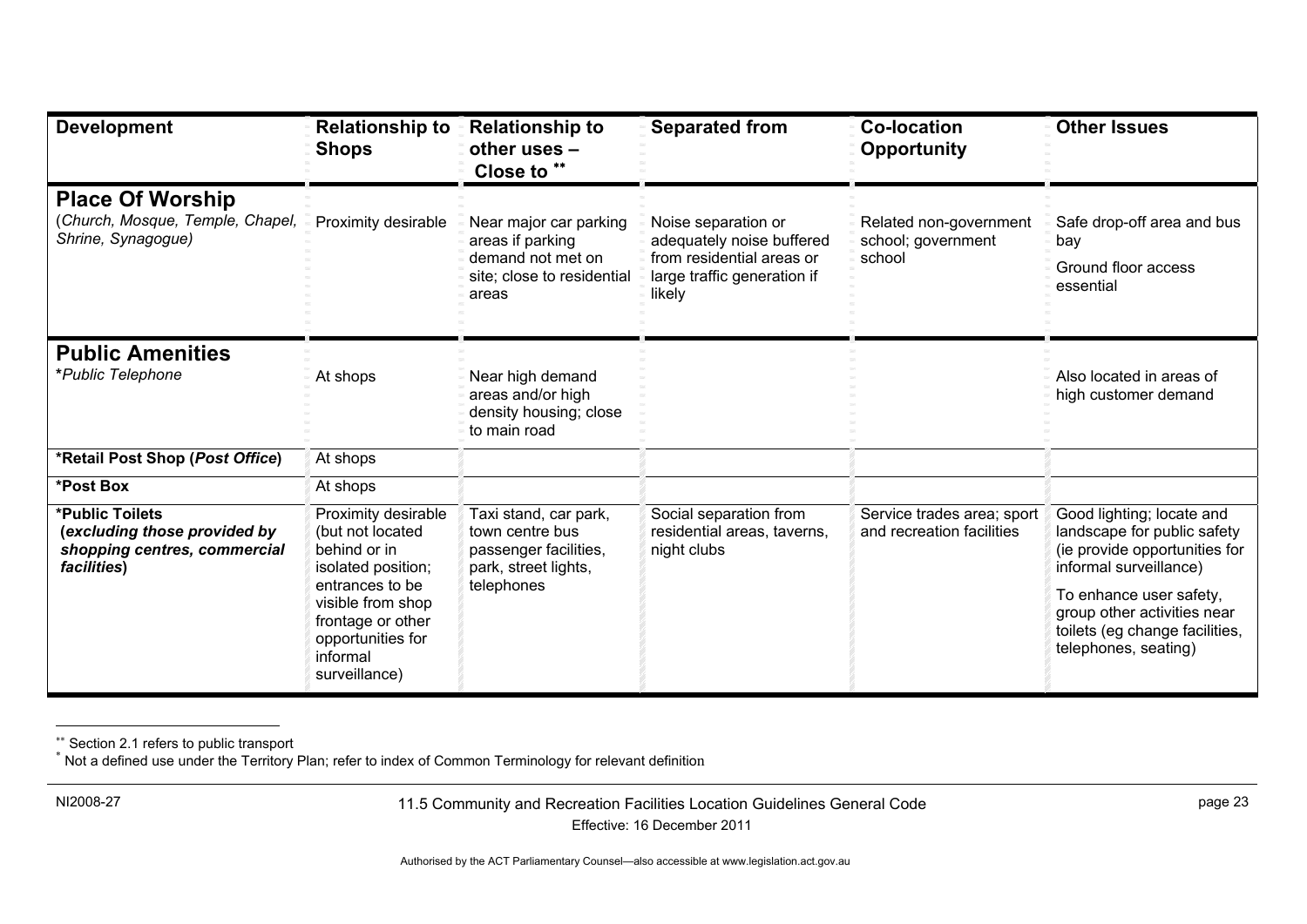| Development | Relationship to Shops | Relationship to other uses – Close to ** | Separated from | Co-location Opportunity | Other Issues |
|---|---|---|---|---|---|
| **Place Of Worship** (*Church, Mosque, Temple, Chapel, Shrine, Synagogue*) | Proximity desirable | Near major car parking areas if parking demand not met on site; close to residential areas | Noise separation or adequately noise buffered from residential areas or large traffic generation if likely | Related non-government school; government school | Safe drop-off area and bus bay<br>Ground floor access essential |
| **Public Amenities**<br>\**Public Telephone* | At shops | Near high demand areas and/or high density housing; close to main road | | | Also located in areas of high customer demand |
| **\*Retail Post Shop (*Post Office*)** | At shops | | | | |
| **\*Post Box** | At shops | | | | |
| **\*Public Toilets (*excluding those provided by shopping centres, commercial facilities*)** | Proximity desirable (but not located behind or in isolated position; entrances to be visible from shop frontage or other opportunities for informal surveillance) | Taxi stand, car park, town centre bus passenger facilities, park, street lights, telephones | Social separation from residential areas, taverns, night clubs | Service trades area; sport and recreation facilities | Good lighting; locate and landscape for public safety (ie provide opportunities for informal surveillance)<br>To enhance user safety, group other activities near toilets (eg change facilities, telephones, seating) |

** Section 2.1 refers to public transport

\* Not a defined use under the Territory Plan; refer to index of Common Terminology for relevant definition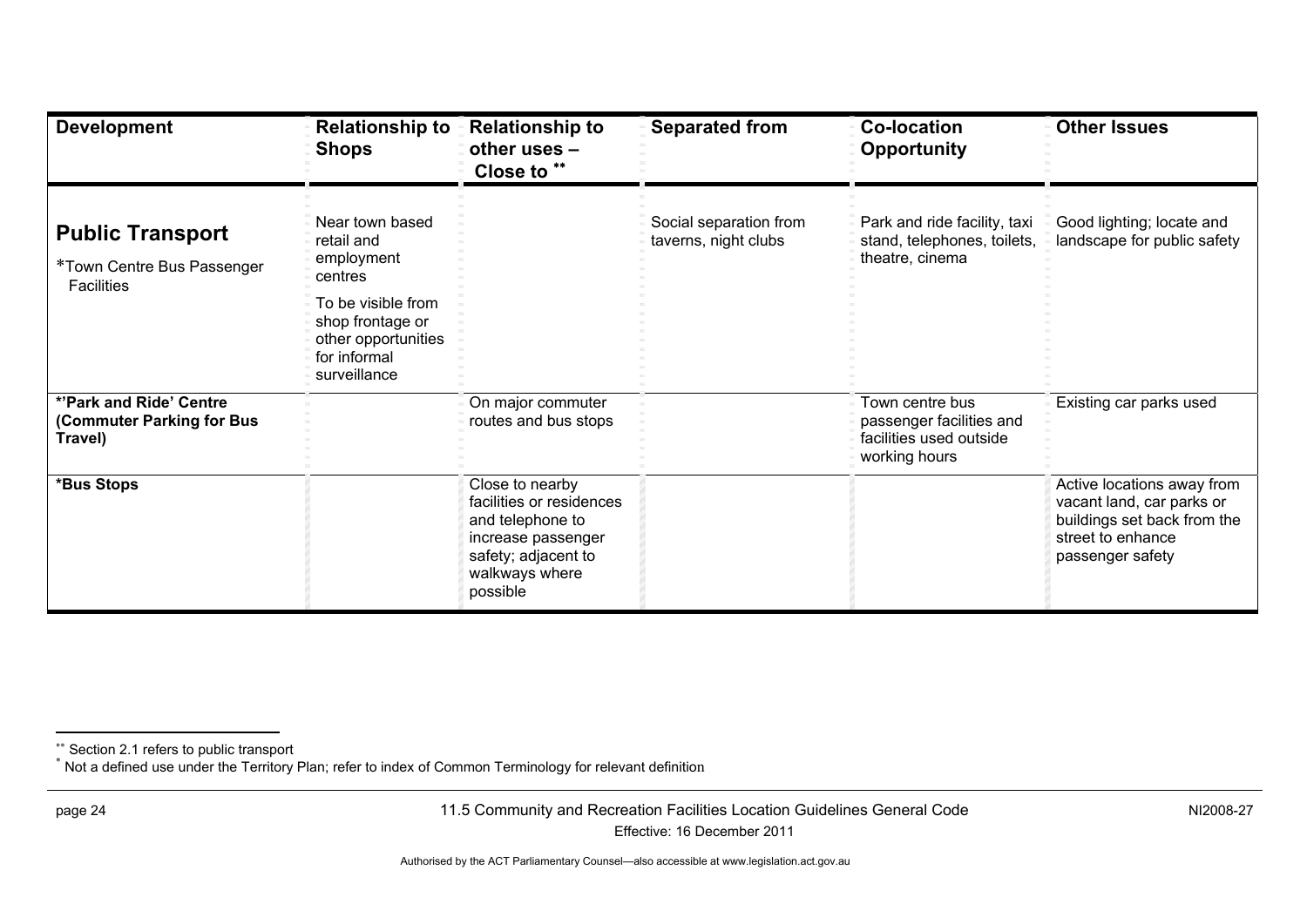| Development | Relationship to Shops | Relationship to other uses – Close to [**] | Separated from | Co-location Opportunity | Other Issues |
|---|---|---|---|---|---|
| **Public Transport**<br>*Town Centre Bus Passenger Facilities | Near town based retail and employment centres<br>To be visible from shop frontage or other opportunities for informal surveillance | | Social separation from taverns, night clubs | Park and ride facility, taxi stand, telephones, toilets, theatre, cinema | Good lighting; locate and landscape for public safety |
| **\*'Park and Ride' Centre (Commuter Parking for Bus Travel)** | | On major commuter routes and bus stops | | Town centre bus passenger facilities and facilities used outside working hours | Existing car parks used |
| **\*Bus Stops** | | Close to nearby facilities or residences and telephone to increase passenger safety; adjacent to walkways where possible | | | Active locations away from vacant land, car parks or buildings set back from the street to enhance passenger safety |

[**] Section 2.1 refers to public transport

[*] Not a defined use under the Territory Plan; refer to index of Common Terminology for relevant definition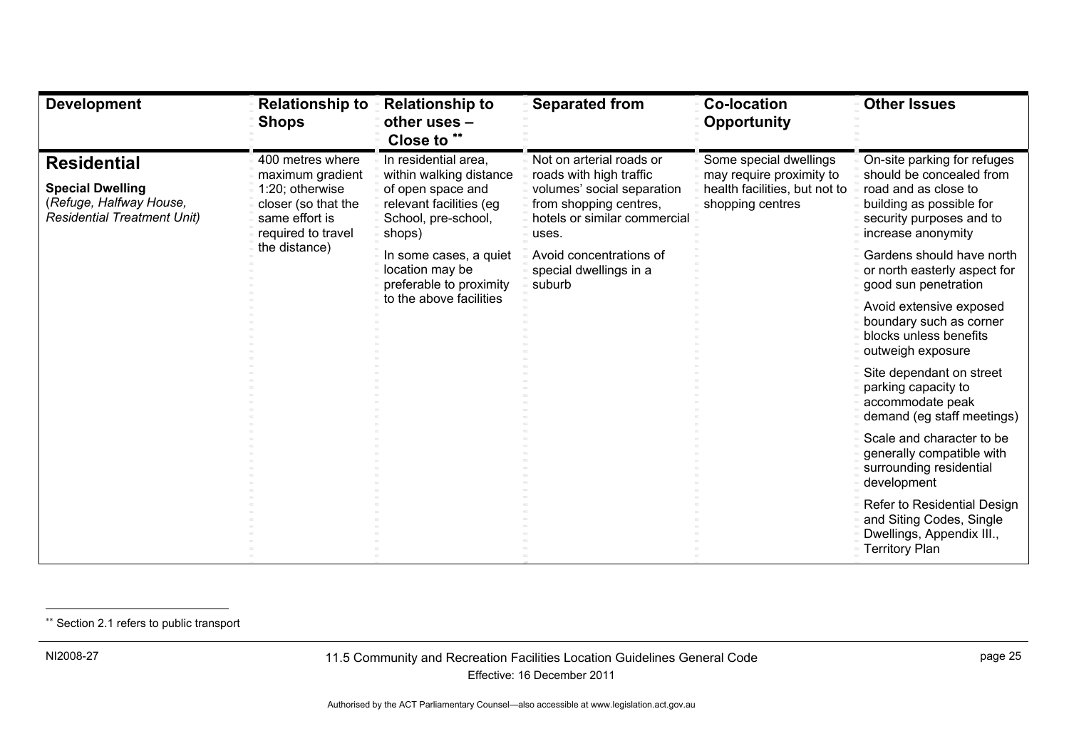| Development | Relationship to Shops | Relationship to other uses – Close to ** | Separated from | Co-location Opportunity | Other Issues |
|---|---|---|---|---|---|
| **Residential**<br><br>**Special Dwelling**<br>(*Refuge, Halfway House, Residential Treatment Unit)* | 400 metres where maximum gradient 1:20; otherwise closer (so that the same effort is required to travel the distance) | In residential area, within walking distance of open space and relevant facilities (eg School, pre-school, shops)<br><br>In some cases, a quiet location may be preferable to proximity to the above facilities | Not on arterial roads or roads with high traffic volumes' social separation from shopping centres, hotels or similar commercial uses.<br><br>Avoid concentrations of special dwellings in a suburb | Some special dwellings may require proximity to health facilities, but not to shopping centres | On-site parking for refuges should be concealed from road and as close to building as possible for security purposes and to increase anonymity<br><br>Gardens should have north or north easterly aspect for good sun penetration<br><br>Avoid extensive exposed boundary such as corner blocks unless benefits outweigh exposure<br><br>Site dependant on street parking capacity to accommodate peak demand (eg staff meetings)<br><br>Scale and character to be generally compatible with surrounding residential development<br><br>Refer to Residential Design and Siting Codes, Single Dwellings, Appendix III., Territory Plan |

** Section 2.1 refers to public transport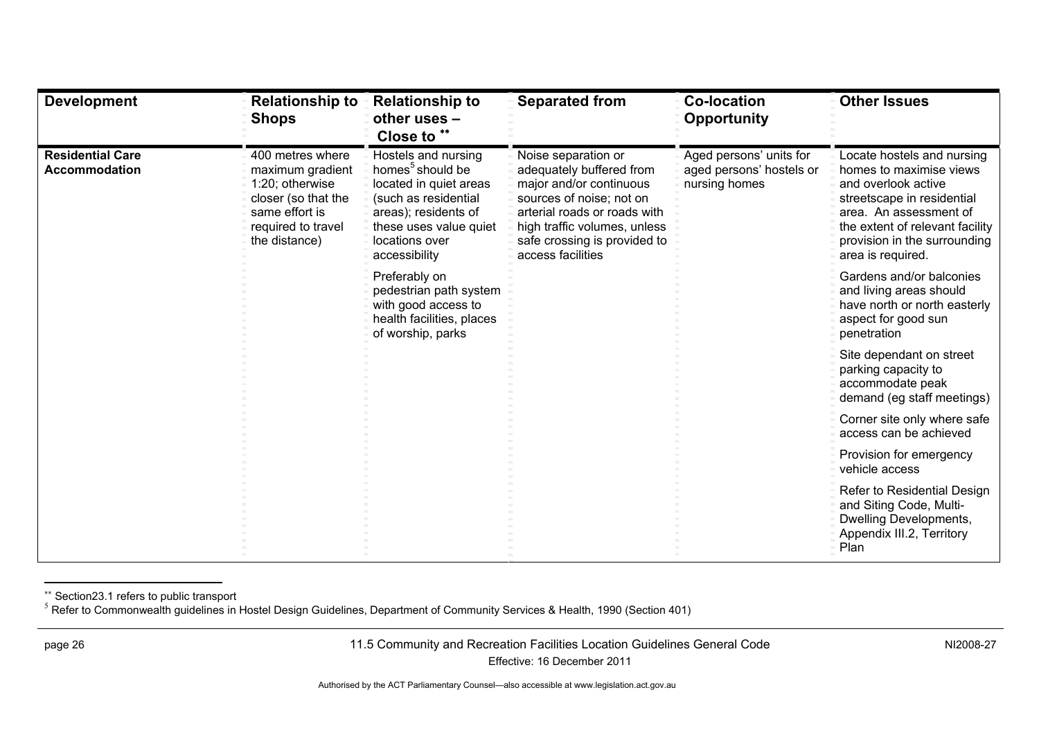| Development | Relationship to Shops | Relationship to other uses – Close to ** | Separated from | Co-location Opportunity | Other Issues |
|---|---|---|---|---|---|
| **Residential Care Accommodation** | 400 metres where maximum gradient 1:20; otherwise closer (so that the same effort is required to travel the distance) | Hostels and nursing homes[5] should be located in quiet areas (such as residential areas); residents of these uses value quiet locations over accessibility<br><br>Preferably on pedestrian path system with good access to health facilities, places of worship, parks | Noise separation or adequately buffered from major and/or continuous sources of noise; not on arterial roads or roads with high traffic volumes, unless safe crossing is provided to access facilities | Aged persons' units for aged persons' hostels or nursing homes | Locate hostels and nursing homes to maximise views and overlook active streetscape in residential area. An assessment of the extent of relevant facility provision in the surrounding area is required.<br><br>Gardens and/or balconies and living areas should have north or north easterly aspect for good sun penetration<br><br>Site dependant on street parking capacity to accommodate peak demand (eg staff meetings)<br><br>Corner site only where safe access can be achieved<br><br>Provision for emergency vehicle access<br><br>Refer to Residential Design and Siting Code, Multi-Dwelling Developments, Appendix III.2, Territory Plan |

** Section23.1 refers to public transport

[5] Refer to Commonwealth guidelines in Hostel Design Guidelines, Department of Community Services & Health, 1990 (Section 401)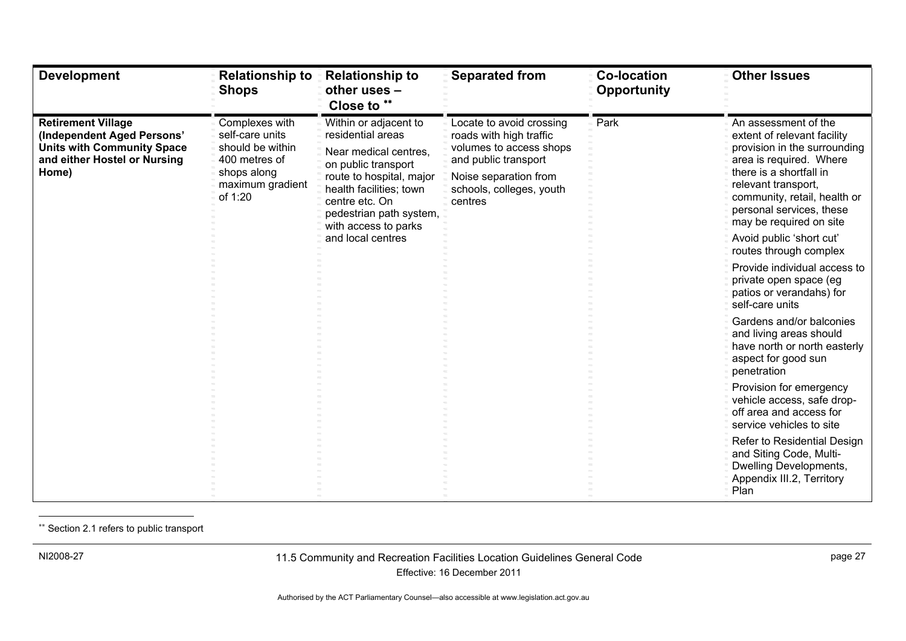| Development | Relationship to Shops | Relationship to other uses – Close to ** | Separated from | Co-location Opportunity | Other Issues |
|---|---|---|---|---|---|
| **Retirement Village (Independent Aged Persons' Units with Community Space and either Hostel or Nursing Home)** | Complexes with self-care units should be within 400 metres of shops along maximum gradient of 1:20 | Within or adjacent to residential areas<br><br>Near medical centres, on public transport route to hospital, major health facilities; town centre etc. On pedestrian path system, with access to parks and local centres | Locate to avoid crossing roads with high traffic volumes to access shops and public transport<br><br>Noise separation from schools, colleges, youth centres | Park | An assessment of the extent of relevant facility provision in the surrounding area is required. Where there is a shortfall in relevant transport, community, retail, health or personal services, these may be required on site<br><br>Avoid public 'short cut' routes through complex<br><br>Provide individual access to private open space (eg patios or verandahs) for self-care units<br><br>Gardens and/or balconies and living areas should have north or north easterly aspect for good sun penetration<br><br>Provision for emergency vehicle access, safe drop-off area and access for service vehicles to site<br><br>Refer to Residential Design and Siting Code, Multi-Dwelling Developments, Appendix III.2, Territory Plan |

** Section 2.1 refers to public transport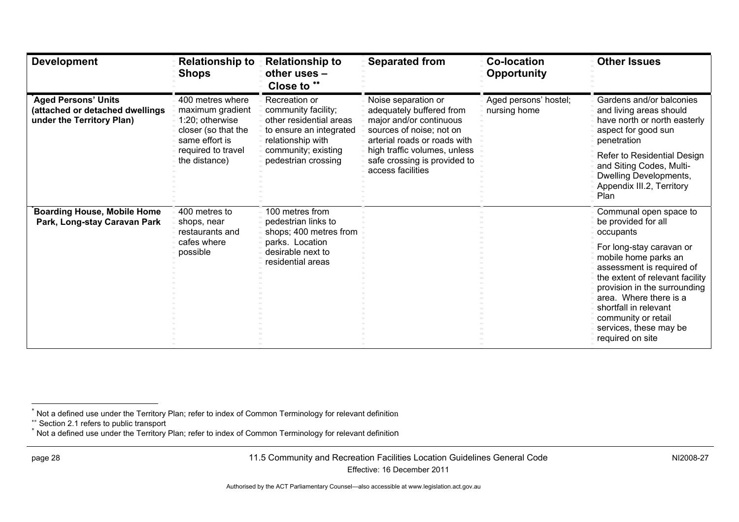| Development | Relationship to Shops | Relationship to other uses – Close to ** | Separated from | Co-location Opportunity | Other Issues |
|---|---|---|---|---|---|
| *Aged Persons' Units (attached or detached dwellings under the Territory Plan)** | 400 metres where maximum gradient 1:20; otherwise closer (so that the same effort is required to travel the distance) | Recreation or community facility; other residential areas to ensure an integrated relationship with community; existing pedestrian crossing | Noise separation or adequately buffered from major and/or continuous sources of noise; not on arterial roads or roads with high traffic volumes, unless safe crossing is provided to access facilities | Aged persons' hostel; nursing home | Gardens and/or balconies and living areas should have north or north easterly aspect for good sun penetration<br><br>Refer to Residential Design and Siting Codes, Multi-Dwelling Developments, Appendix III.2, Territory Plan |
| *Boarding House, Mobile Home Park, Long-stay Caravan Park** | 400 metres to shops, near restaurants and cafes where possible | 100 metres from pedestrian links to shops; 400 metres from parks. Location desirable next to residential areas | | | Communal open space to be provided for all occupants<br><br>For long-stay caravan or mobile home parks an assessment is required of the extent of relevant facility provision in the surrounding area. Where there is a shortfall in relevant community or retail services, these may be required on site |

* Not a defined use under the Territory Plan; refer to index of Common Terminology for relevant definition

** Section 2.1 refers to public transport

* Not a defined use under the Territory Plan; refer to index of Common Terminology for relevant definition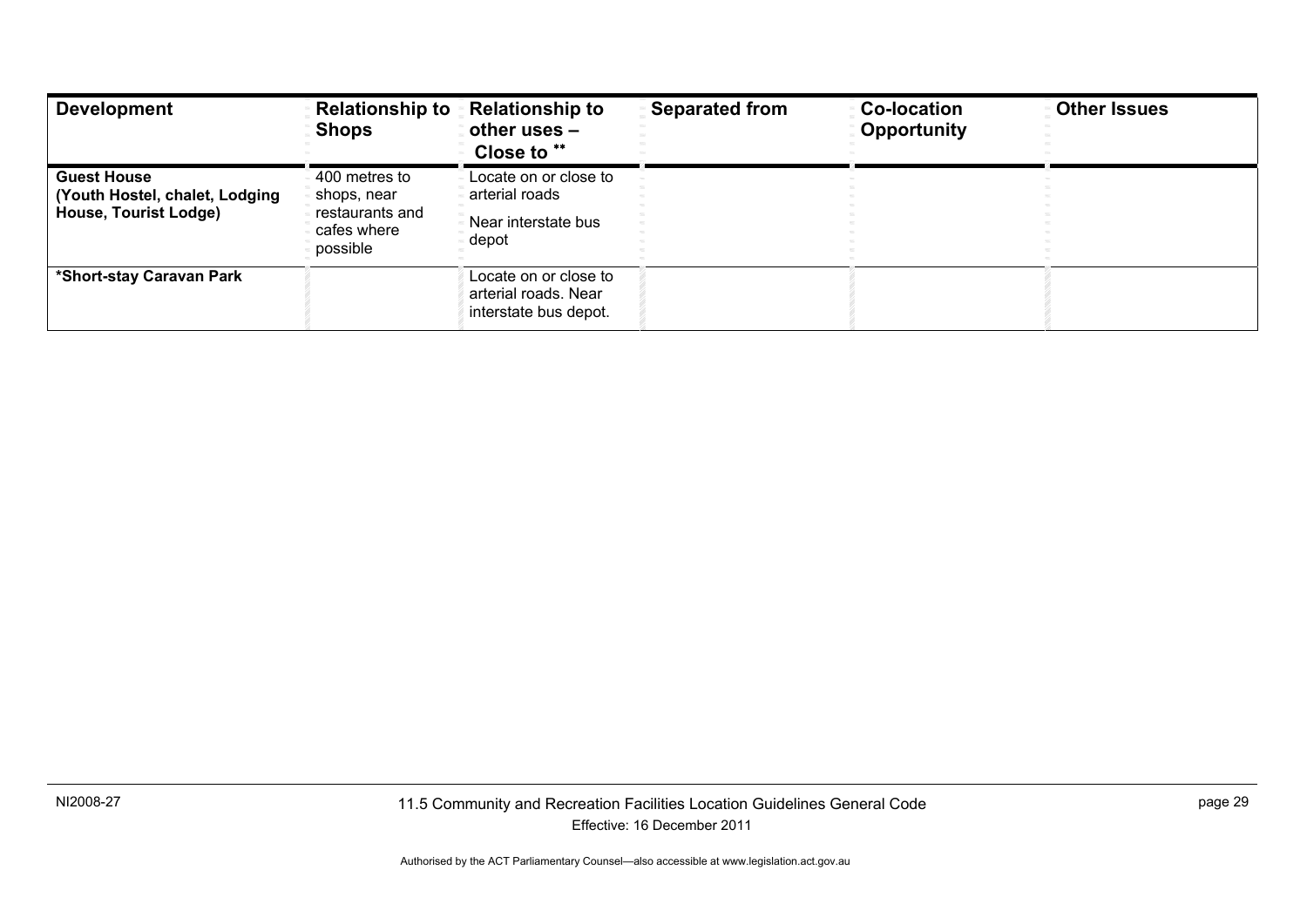| Development | Relationship to Shops | Relationship to other uses – Close to ** | Separated from | Co-location Opportunity | Other Issues |
|---|---|---|---|---|---|
| **Guest House (Youth Hostel, chalet, Lodging House, Tourist Lodge)** | 400 metres to shops, near restaurants and cafes where possible | Locate on or close to arterial roads<br><br>Near interstate bus depot | | | |
| ***Short-stay Caravan Park** | | Locate on or close to arterial roads. Near interstate bus depot. | | | |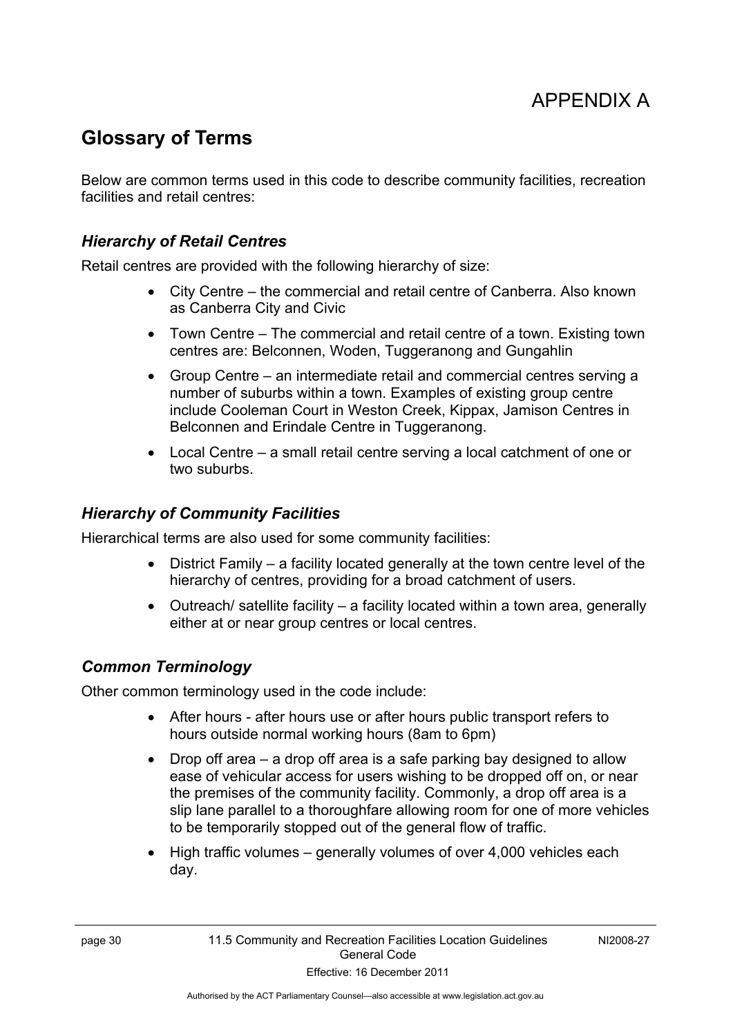# APPENDIX A

## Glossary of Terms

Below are common terms used in this code to describe community facilities, recreation facilities and retail centres:

### *Hierarchy of Retail Centres*

Retail centres are provided with the following hierarchy of size:

- City Centre – the commercial and retail centre of Canberra. Also known as Canberra City and Civic
- Town Centre – The commercial and retail centre of a town. Existing town centres are: Belconnen, Woden, Tuggeranong and Gungahlin
- Group Centre – an intermediate retail and commercial centres serving a number of suburbs within a town. Examples of existing group centre include Cooleman Court in Weston Creek, Kippax, Jamison Centres in Belconnen and Erindale Centre in Tuggeranong.
- Local Centre – a small retail centre serving a local catchment of one or two suburbs.

### *Hierarchy of Community Facilities*

Hierarchical terms are also used for some community facilities:

- District Family – a facility located generally at the town centre level of the hierarchy of centres, providing for a broad catchment of users.
- Outreach/ satellite facility – a facility located within a town area, generally either at or near group centres or local centres.

### *Common Terminology*

Other common terminology used in the code include:

- After hours - after hours use or after hours public transport refers to hours outside normal working hours (8am to 6pm)
- Drop off area – a drop off area is a safe parking bay designed to allow ease of vehicular access for users wishing to be dropped off on, or near the premises of the community facility. Commonly, a drop off area is a slip lane parallel to a thoroughfare allowing room for one of more vehicles to be temporarily stopped out of the general flow of traffic.
- High traffic volumes – generally volumes of over 4,000 vehicles each day.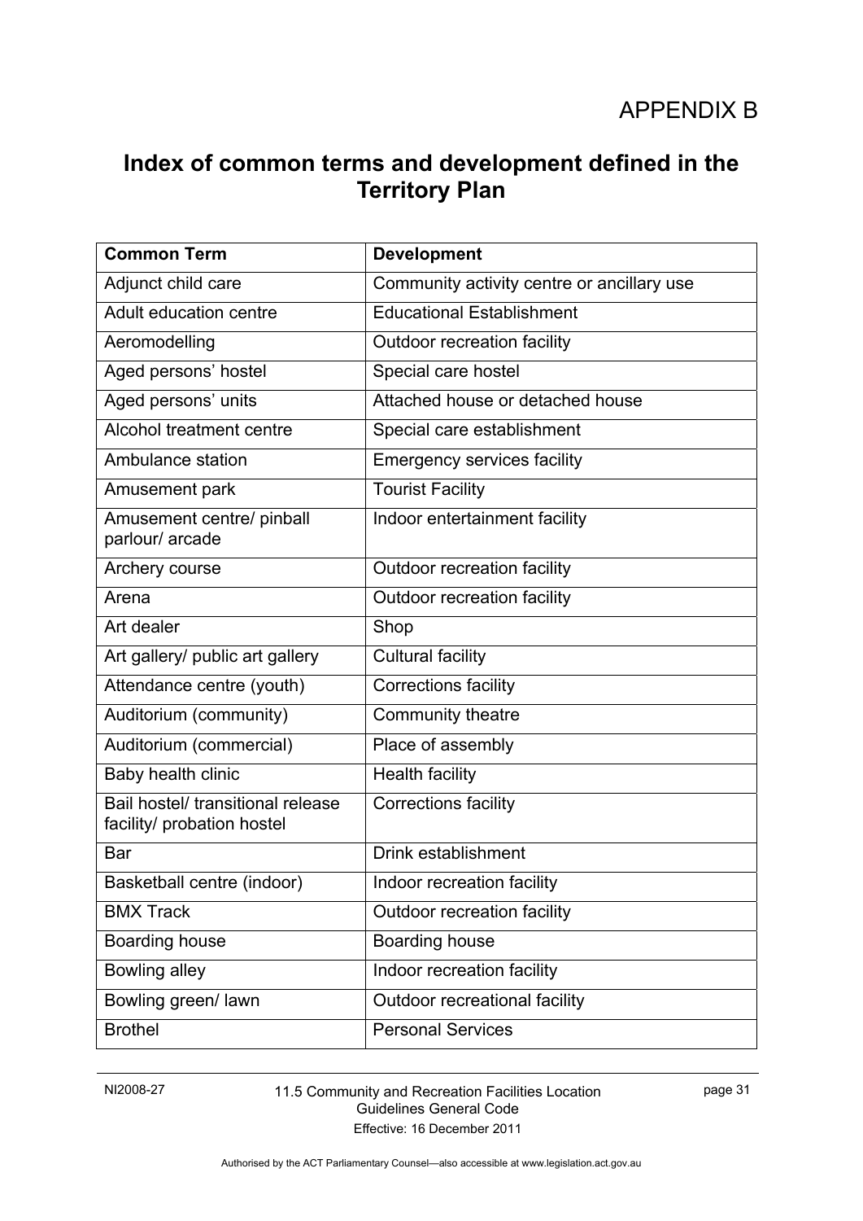APPENDIX B

# Index of common terms and development defined in the Territory Plan

| Common Term | Development |
|---|---|
| Adjunct child care | Community activity centre or ancillary use |
| Adult education centre | Educational Establishment |
| Aeromodelling | Outdoor recreation facility |
| Aged persons' hostel | Special care hostel |
| Aged persons' units | Attached house or detached house |
| Alcohol treatment centre | Special care establishment |
| Ambulance station | Emergency services facility |
| Amusement park | Tourist Facility |
| Amusement centre/ pinball parlour/ arcade | Indoor entertainment facility |
| Archery course | Outdoor recreation facility |
| Arena | Outdoor recreation facility |
| Art dealer | Shop |
| Art gallery/ public art gallery | Cultural facility |
| Attendance centre (youth) | Corrections facility |
| Auditorium (community) | Community theatre |
| Auditorium (commercial) | Place of assembly |
| Baby health clinic | Health facility |
| Bail hostel/ transitional release facility/ probation hostel | Corrections facility |
| Bar | Drink establishment |
| Basketball centre (indoor) | Indoor recreation facility |
| BMX Track | Outdoor recreation facility |
| Boarding house | Boarding house |
| Bowling alley | Indoor recreation facility |
| Bowling green/ lawn | Outdoor recreational facility |
| Brothel | Personal Services |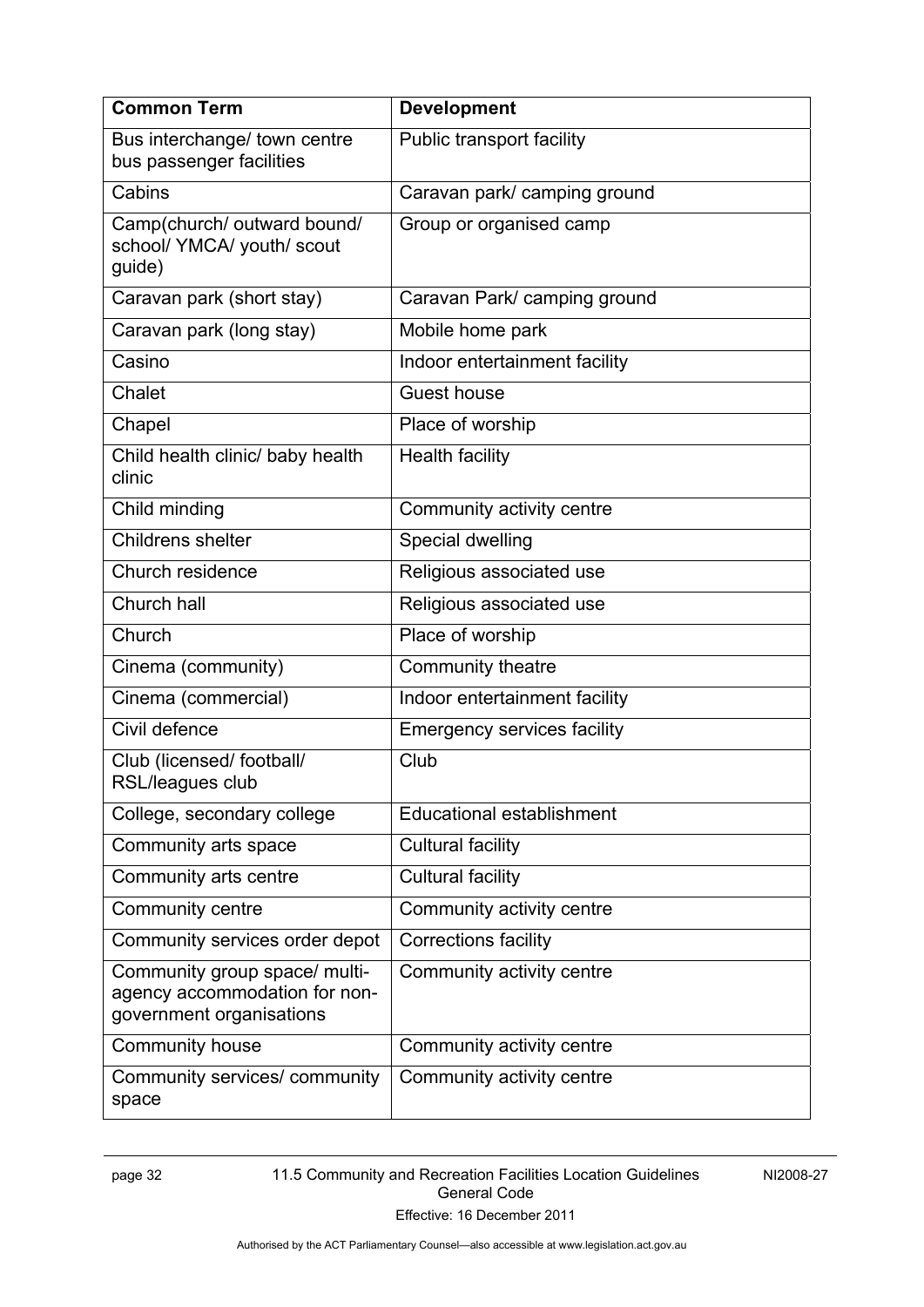| Common Term | Development |
| --- | --- |
| Bus interchange/ town centre bus passenger facilities | Public transport facility |
| Cabins | Caravan park/ camping ground |
| Camp(church/ outward bound/ school/ YMCA/ youth/ scout guide) | Group or organised camp |
| Caravan park (short stay) | Caravan Park/ camping ground |
| Caravan park (long stay) | Mobile home park |
| Casino | Indoor entertainment facility |
| Chalet | Guest house |
| Chapel | Place of worship |
| Child health clinic/ baby health clinic | Health facility |
| Child minding | Community activity centre |
| Childrens shelter | Special dwelling |
| Church residence | Religious associated use |
| Church hall | Religious associated use |
| Church | Place of worship |
| Cinema (community) | Community theatre |
| Cinema (commercial) | Indoor entertainment facility |
| Civil defence | Emergency services facility |
| Club (licensed/ football/ RSL/leagues club | Club |
| College, secondary college | Educational establishment |
| Community arts space | Cultural facility |
| Community arts centre | Cultural facility |
| Community centre | Community activity centre |
| Community services order depot | Corrections facility |
| Community group space/ multi-agency accommodation for non-government organisations | Community activity centre |
| Community house | Community activity centre |
| Community services/ community space | Community activity centre |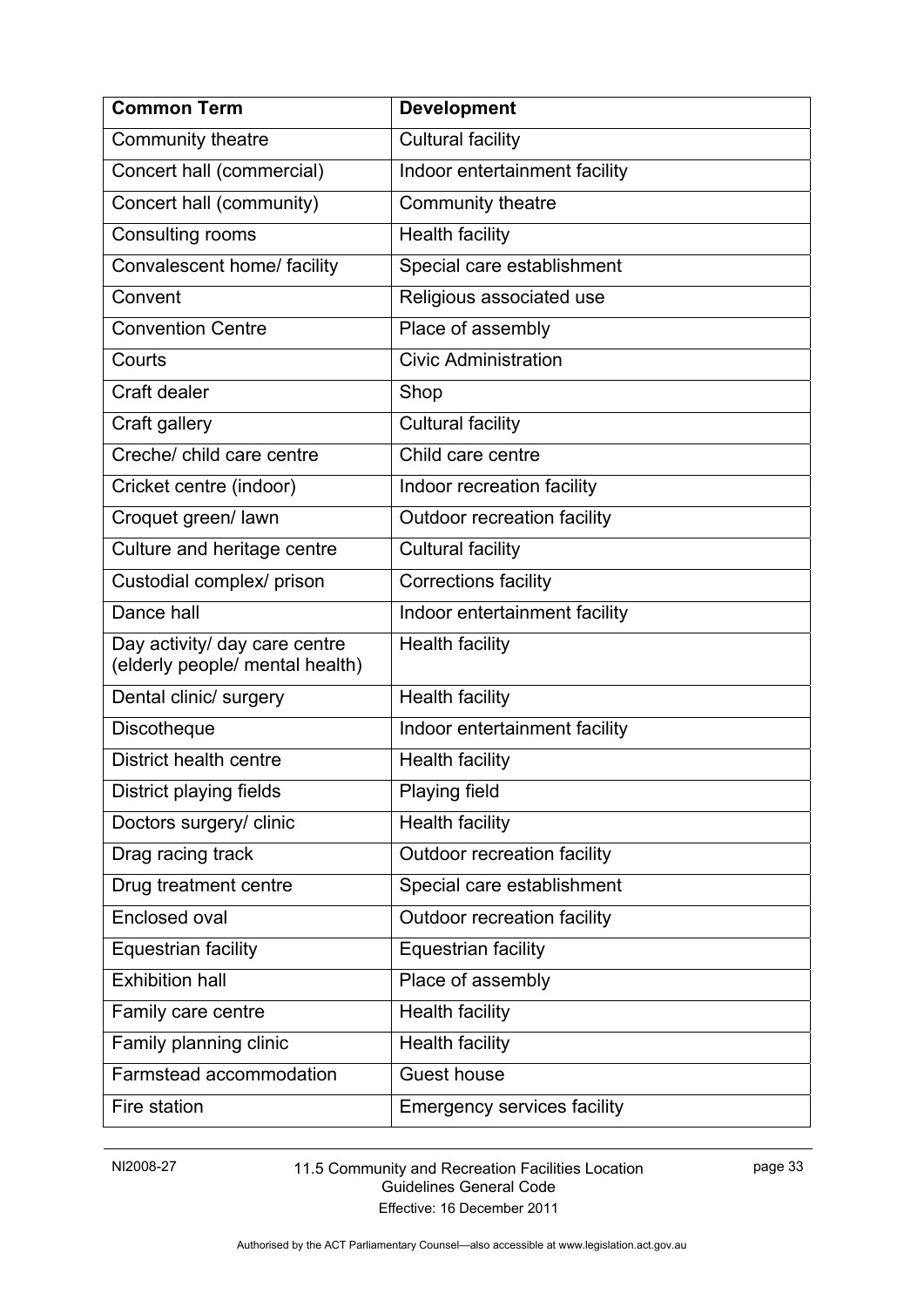| Common Term | Development |
| --- | --- |
| Community theatre | Cultural facility |
| Concert hall (commercial) | Indoor entertainment facility |
| Concert hall (community) | Community theatre |
| Consulting rooms | Health facility |
| Convalescent home/ facility | Special care establishment |
| Convent | Religious associated use |
| Convention Centre | Place of assembly |
| Courts | Civic Administration |
| Craft dealer | Shop |
| Craft gallery | Cultural facility |
| Creche/ child care centre | Child care centre |
| Cricket centre (indoor) | Indoor recreation facility |
| Croquet green/ lawn | Outdoor recreation facility |
| Culture and heritage centre | Cultural facility |
| Custodial complex/ prison | Corrections facility |
| Dance hall | Indoor entertainment facility |
| Day activity/ day care centre (elderly people/ mental health) | Health facility |
| Dental clinic/ surgery | Health facility |
| Discotheque | Indoor entertainment facility |
| District health centre | Health facility |
| District playing fields | Playing field |
| Doctors surgery/ clinic | Health facility |
| Drag racing track | Outdoor recreation facility |
| Drug treatment centre | Special care establishment |
| Enclosed oval | Outdoor recreation facility |
| Equestrian facility | Equestrian facility |
| Exhibition hall | Place of assembly |
| Family care centre | Health facility |
| Family planning clinic | Health facility |
| Farmstead accommodation | Guest house |
| Fire station | Emergency services facility |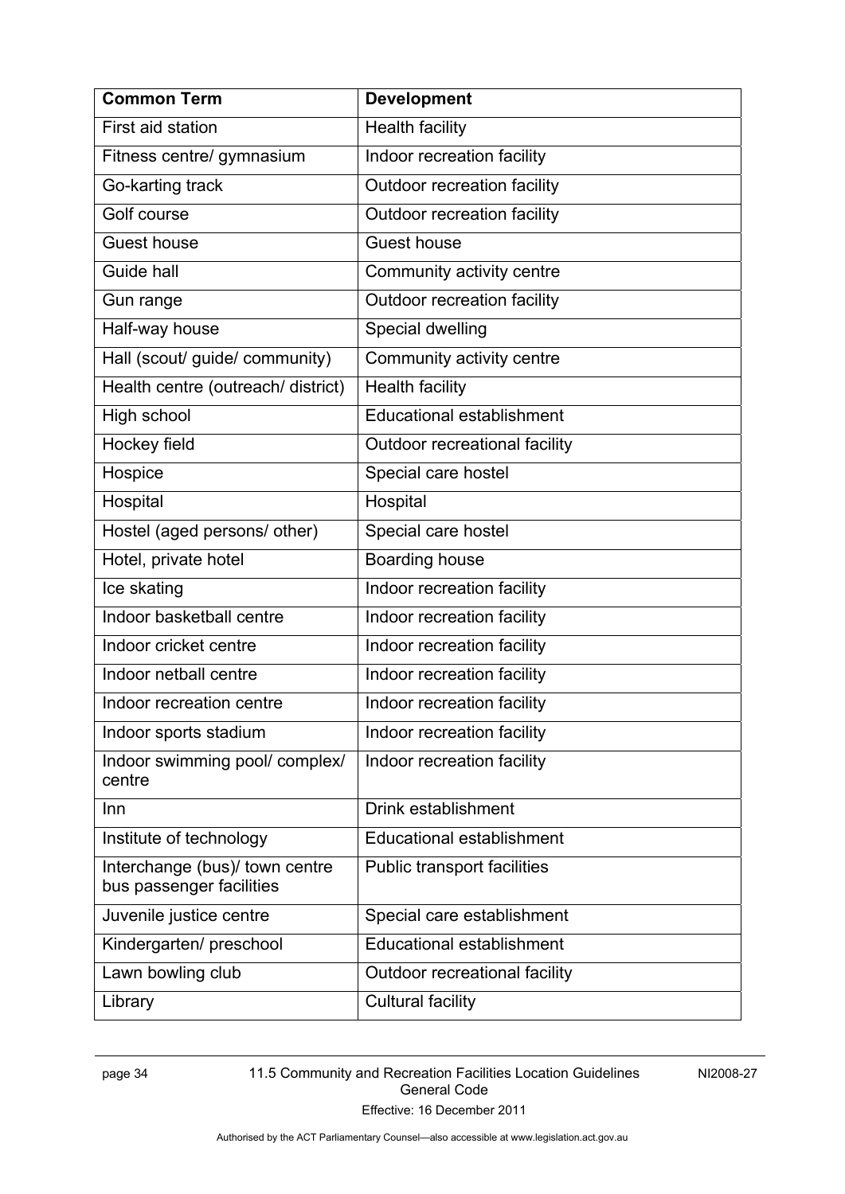| Common Term | Development |
|---|---|
| First aid station | Health facility |
| Fitness centre/ gymnasium | Indoor recreation facility |
| Go-karting track | Outdoor recreation facility |
| Golf course | Outdoor recreation facility |
| Guest house | Guest house |
| Guide hall | Community activity centre |
| Gun range | Outdoor recreation facility |
| Half-way house | Special dwelling |
| Hall (scout/ guide/ community) | Community activity centre |
| Health centre (outreach/ district) | Health facility |
| High school | Educational establishment |
| Hockey field | Outdoor recreational facility |
| Hospice | Special care hostel |
| Hospital | Hospital |
| Hostel (aged persons/ other) | Special care hostel |
| Hotel, private hotel | Boarding house |
| Ice skating | Indoor recreation facility |
| Indoor basketball centre | Indoor recreation facility |
| Indoor cricket centre | Indoor recreation facility |
| Indoor netball centre | Indoor recreation facility |
| Indoor recreation centre | Indoor recreation facility |
| Indoor sports stadium | Indoor recreation facility |
| Indoor swimming pool/ complex/ centre | Indoor recreation facility |
| Inn | Drink establishment |
| Institute of technology | Educational establishment |
| Interchange (bus)/ town centre bus passenger facilities | Public transport facilities |
| Juvenile justice centre | Special care establishment |
| Kindergarten/ preschool | Educational establishment |
| Lawn bowling club | Outdoor recreational facility |
| Library | Cultural facility |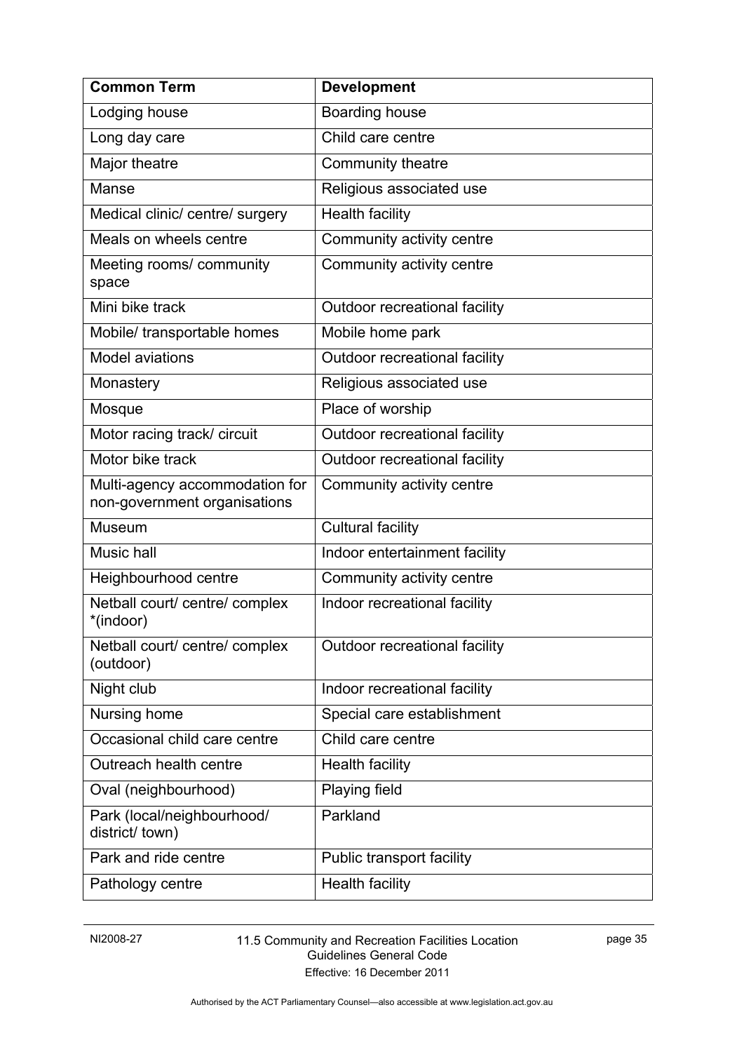| Common Term | Development |
| --- | --- |
| Lodging house | Boarding house |
| Long day care | Child care centre |
| Major theatre | Community theatre |
| Manse | Religious associated use |
| Medical clinic/ centre/ surgery | Health facility |
| Meals on wheels centre | Community activity centre |
| Meeting rooms/ community space | Community activity centre |
| Mini bike track | Outdoor recreational facility |
| Mobile/ transportable homes | Mobile home park |
| Model aviations | Outdoor recreational facility |
| Monastery | Religious associated use |
| Mosque | Place of worship |
| Motor racing track/ circuit | Outdoor recreational facility |
| Motor bike track | Outdoor recreational facility |
| Multi-agency accommodation for non-government organisations | Community activity centre |
| Museum | Cultural facility |
| Music hall | Indoor entertainment facility |
| Heighbourhood centre | Community activity centre |
| Netball court/ centre/ complex *(indoor) | Indoor recreational facility |
| Netball court/ centre/ complex (outdoor) | Outdoor recreational facility |
| Night club | Indoor recreational facility |
| Nursing home | Special care establishment |
| Occasional child care centre | Child care centre |
| Outreach health centre | Health facility |
| Oval (neighbourhood) | Playing field |
| Park (local/neighbourhood/ district/ town) | Parkland |
| Park and ride centre | Public transport facility |
| Pathology centre | Health facility |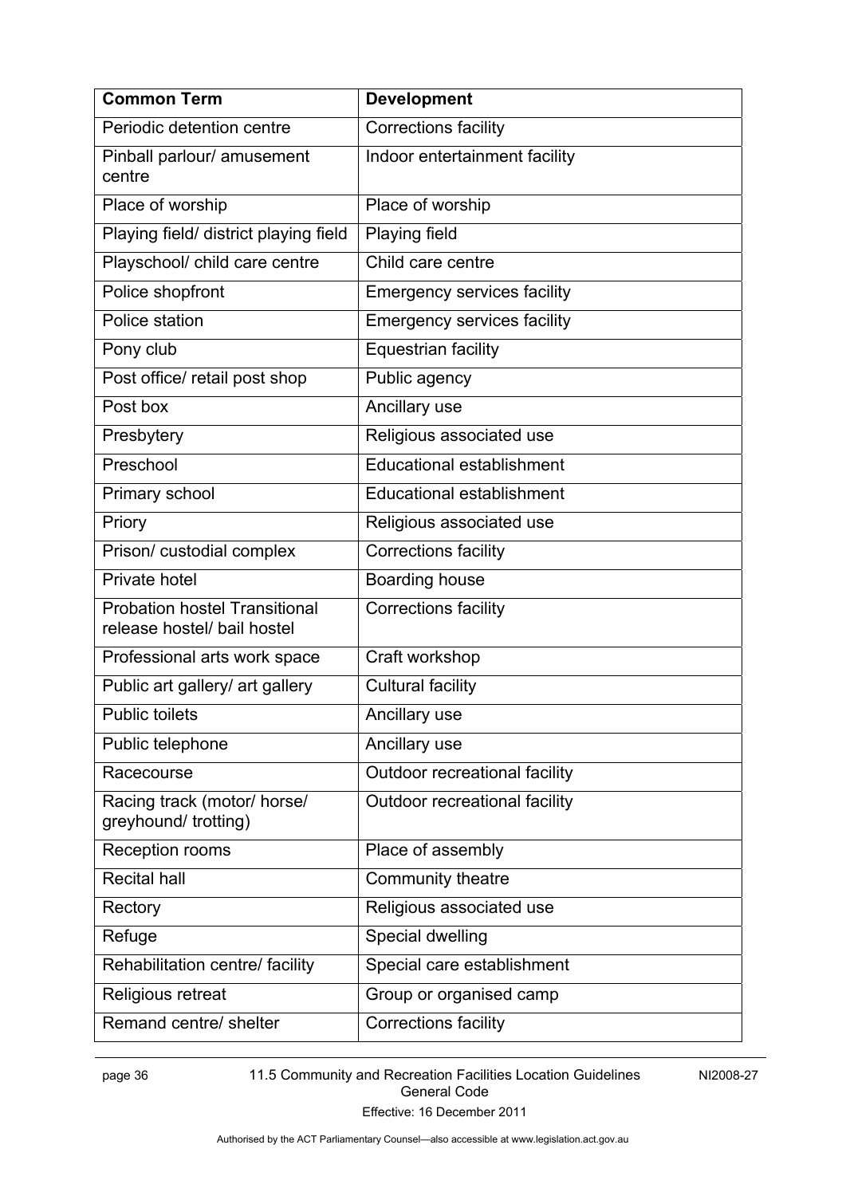| Common Term | Development |
|---|---|
| Periodic detention centre | Corrections facility |
| Pinball parlour/ amusement centre | Indoor entertainment facility |
| Place of worship | Place of worship |
| Playing field/ district playing field | Playing field |
| Playschool/ child care centre | Child care centre |
| Police shopfront | Emergency services facility |
| Police station | Emergency services facility |
| Pony club | Equestrian facility |
| Post office/ retail post shop | Public agency |
| Post box | Ancillary use |
| Presbytery | Religious associated use |
| Preschool | Educational establishment |
| Primary school | Educational establishment |
| Priory | Religious associated use |
| Prison/ custodial complex | Corrections facility |
| Private hotel | Boarding house |
| Probation hostel Transitional release hostel/ bail hostel | Corrections facility |
| Professional arts work space | Craft workshop |
| Public art gallery/ art gallery | Cultural facility |
| Public toilets | Ancillary use |
| Public telephone | Ancillary use |
| Racecourse | Outdoor recreational facility |
| Racing track (motor/ horse/ greyhound/ trotting) | Outdoor recreational facility |
| Reception rooms | Place of assembly |
| Recital hall | Community theatre |
| Rectory | Religious associated use |
| Refuge | Special dwelling |
| Rehabilitation centre/ facility | Special care establishment |
| Religious retreat | Group or organised camp |
| Remand centre/ shelter | Corrections facility |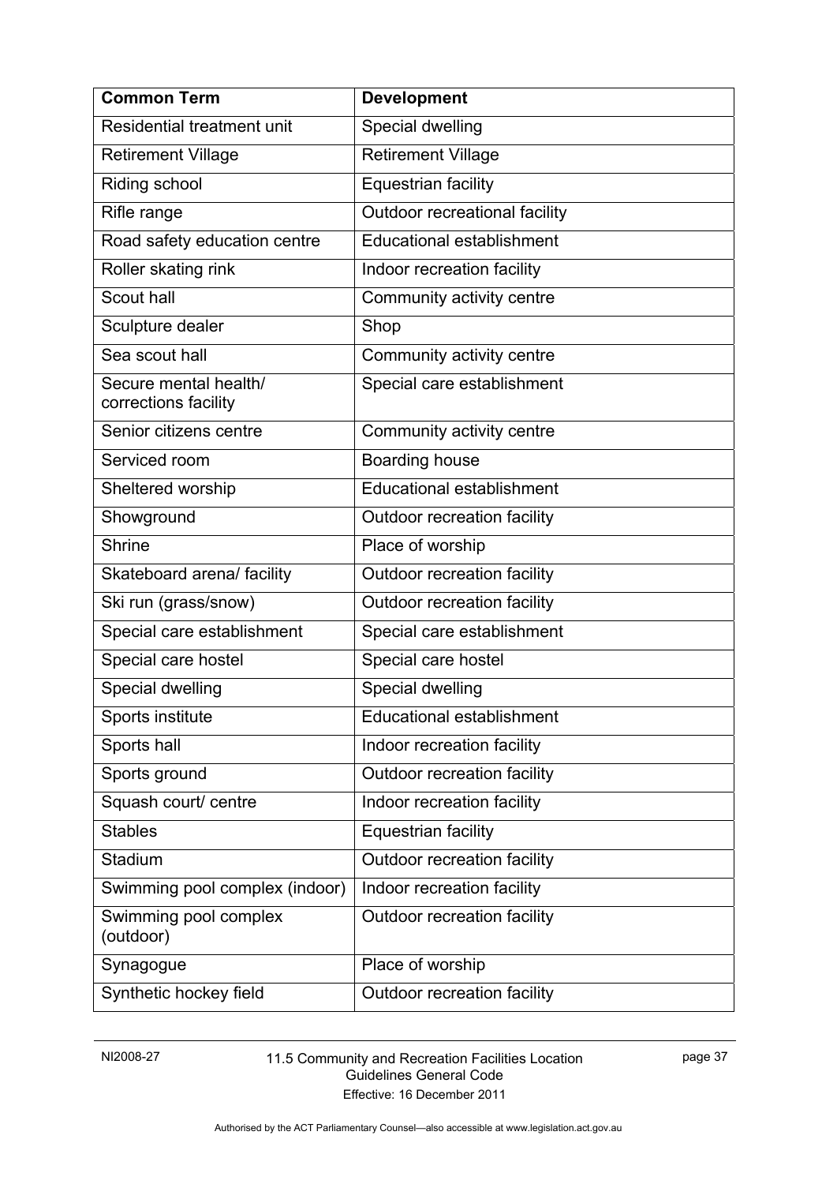| Common Term | Development |
|---|---|
| Residential treatment unit | Special dwelling |
| Retirement Village | Retirement Village |
| Riding school | Equestrian facility |
| Rifle range | Outdoor recreational facility |
| Road safety education centre | Educational establishment |
| Roller skating rink | Indoor recreation facility |
| Scout hall | Community activity centre |
| Sculpture dealer | Shop |
| Sea scout hall | Community activity centre |
| Secure mental health/ corrections facility | Special care establishment |
| Senior citizens centre | Community activity centre |
| Serviced room | Boarding house |
| Sheltered worship | Educational establishment |
| Showground | Outdoor recreation facility |
| Shrine | Place of worship |
| Skateboard arena/ facility | Outdoor recreation facility |
| Ski run (grass/snow) | Outdoor recreation facility |
| Special care establishment | Special care establishment |
| Special care hostel | Special care hostel |
| Special dwelling | Special dwelling |
| Sports institute | Educational establishment |
| Sports hall | Indoor recreation facility |
| Sports ground | Outdoor recreation facility |
| Squash court/ centre | Indoor recreation facility |
| Stables | Equestrian facility |
| Stadium | Outdoor recreation facility |
| Swimming pool complex (indoor) | Indoor recreation facility |
| Swimming pool complex (outdoor) | Outdoor recreation facility |
| Synagogue | Place of worship |
| Synthetic hockey field | Outdoor recreation facility |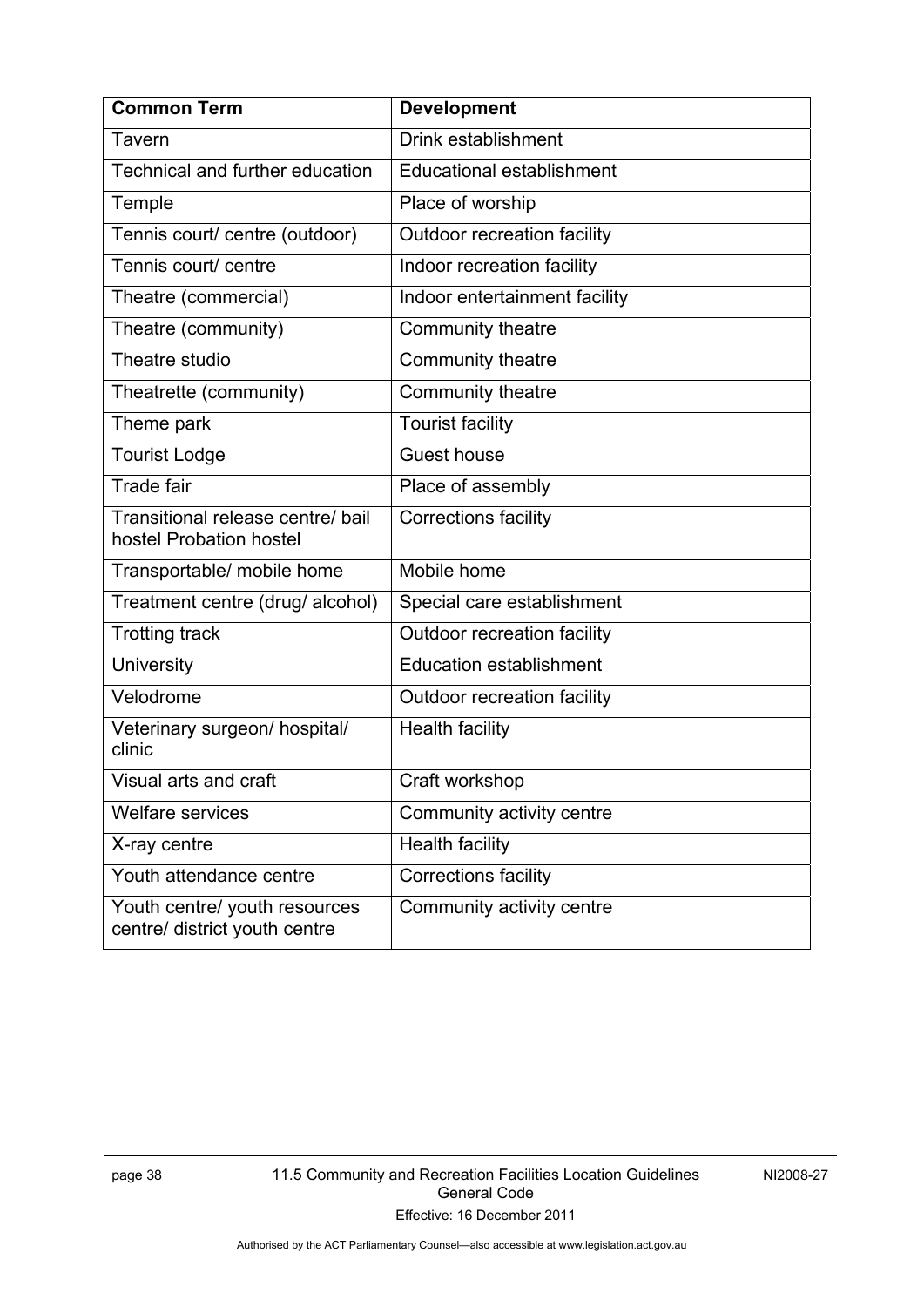| Common Term | Development |
| --- | --- |
| Tavern | Drink establishment |
| Technical and further education | Educational establishment |
| Temple | Place of worship |
| Tennis court/ centre (outdoor) | Outdoor recreation facility |
| Tennis court/ centre | Indoor recreation facility |
| Theatre (commercial) | Indoor entertainment facility |
| Theatre (community) | Community theatre |
| Theatre studio | Community theatre |
| Theatrette (community) | Community theatre |
| Theme park | Tourist facility |
| Tourist Lodge | Guest house |
| Trade fair | Place of assembly |
| Transitional release centre/ bail hostel Probation hostel | Corrections facility |
| Transportable/ mobile home | Mobile home |
| Treatment centre (drug/ alcohol) | Special care establishment |
| Trotting track | Outdoor recreation facility |
| University | Education establishment |
| Velodrome | Outdoor recreation facility |
| Veterinary surgeon/ hospital/ clinic | Health facility |
| Visual arts and craft | Craft workshop |
| Welfare services | Community activity centre |
| X-ray centre | Health facility |
| Youth attendance centre | Corrections facility |
| Youth centre/ youth resources centre/ district youth centre | Community activity centre |